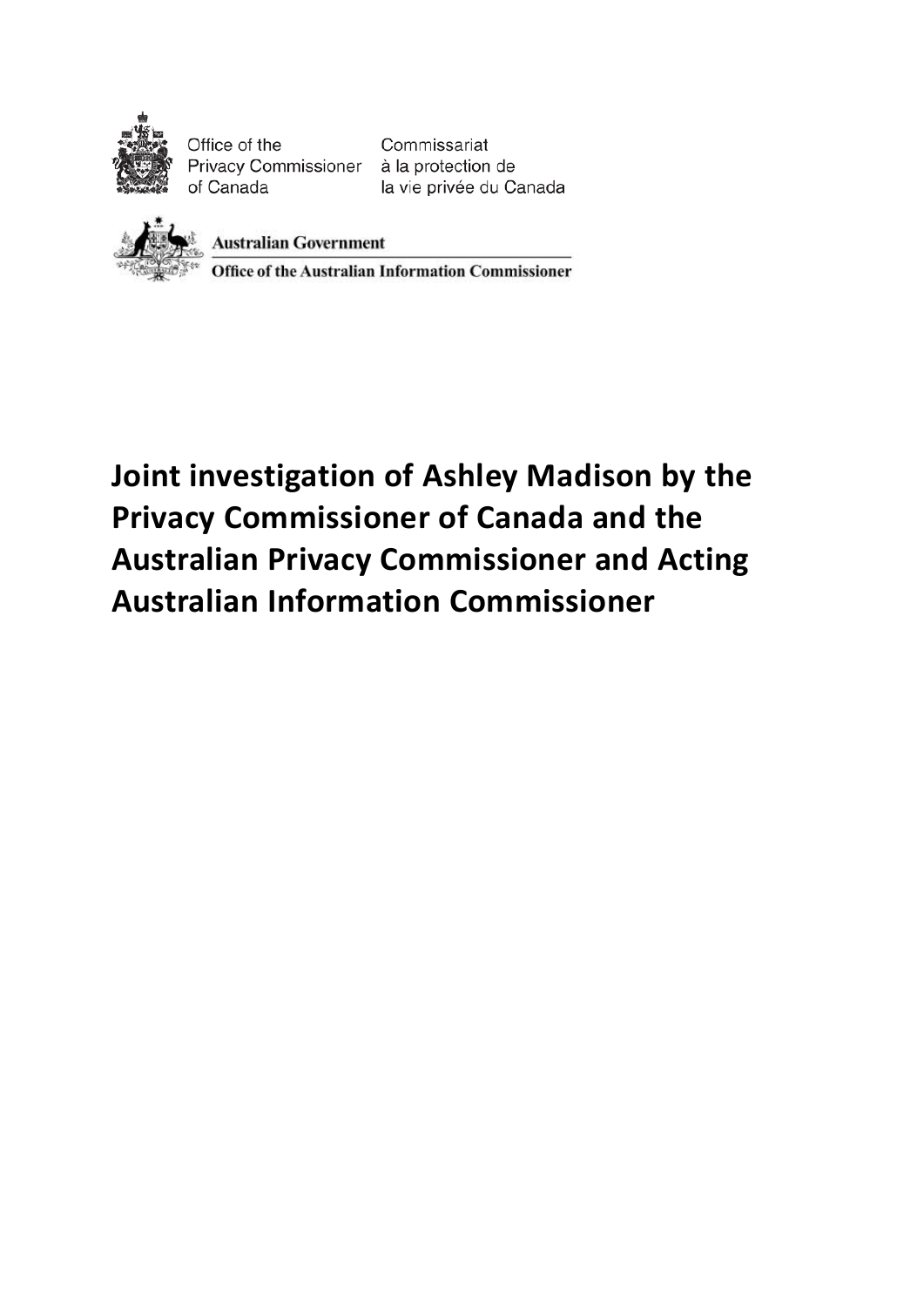Office of the Privacy Commissioner of Canada

Commissariat à la protection de la vie privée du Canada

Australian Government

Office of the Australian Information Commissioner

# Joint investigation of Ashley Madison by the Privacy Commissioner of Canada and the Australian Privacy Commissioner and Acting Australian Information Commissioner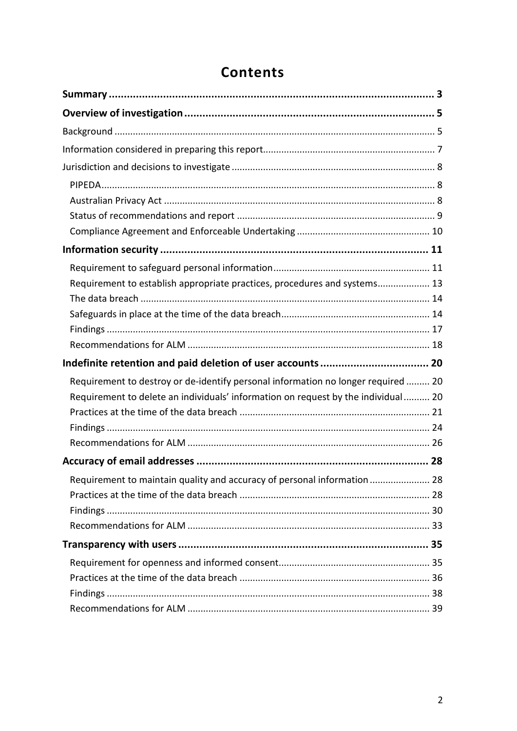# Contents

**Summary** ..... 3

**Overview of investigation** ..... 5

Background ..... 5

Information considered in preparing this report ..... 7

Jurisdiction and decisions to investigate ..... 8

- PIPEDA ..... 8
- Australian Privacy Act ..... 8
- Status of recommendations and report ..... 9
- Compliance Agreement and Enforceable Undertaking ..... 10

**Information security** ..... 11

- Requirement to safeguard personal information ..... 11
- Requirement to establish appropriate practices, procedures and systems ..... 13
- The data breach ..... 14
- Safeguards in place at the time of the data breach ..... 14
- Findings ..... 17
- Recommendations for ALM ..... 18

**Indefinite retention and paid deletion of user accounts** ..... 20

- Requirement to destroy or de-identify personal information no longer required ..... 20
- Requirement to delete an individuals' information on request by the individual ..... 20
- Practices at the time of the data breach ..... 21
- Findings ..... 24
- Recommendations for ALM ..... 26

**Accuracy of email addresses** ..... 28

- Requirement to maintain quality and accuracy of personal information ..... 28
- Practices at the time of the data breach ..... 28
- Findings ..... 30
- Recommendations for ALM ..... 33

**Transparency with users** ..... 35

- Requirement for openness and informed consent ..... 35
- Practices at the time of the data breach ..... 36
- Findings ..... 38
- Recommendations for ALM ..... 39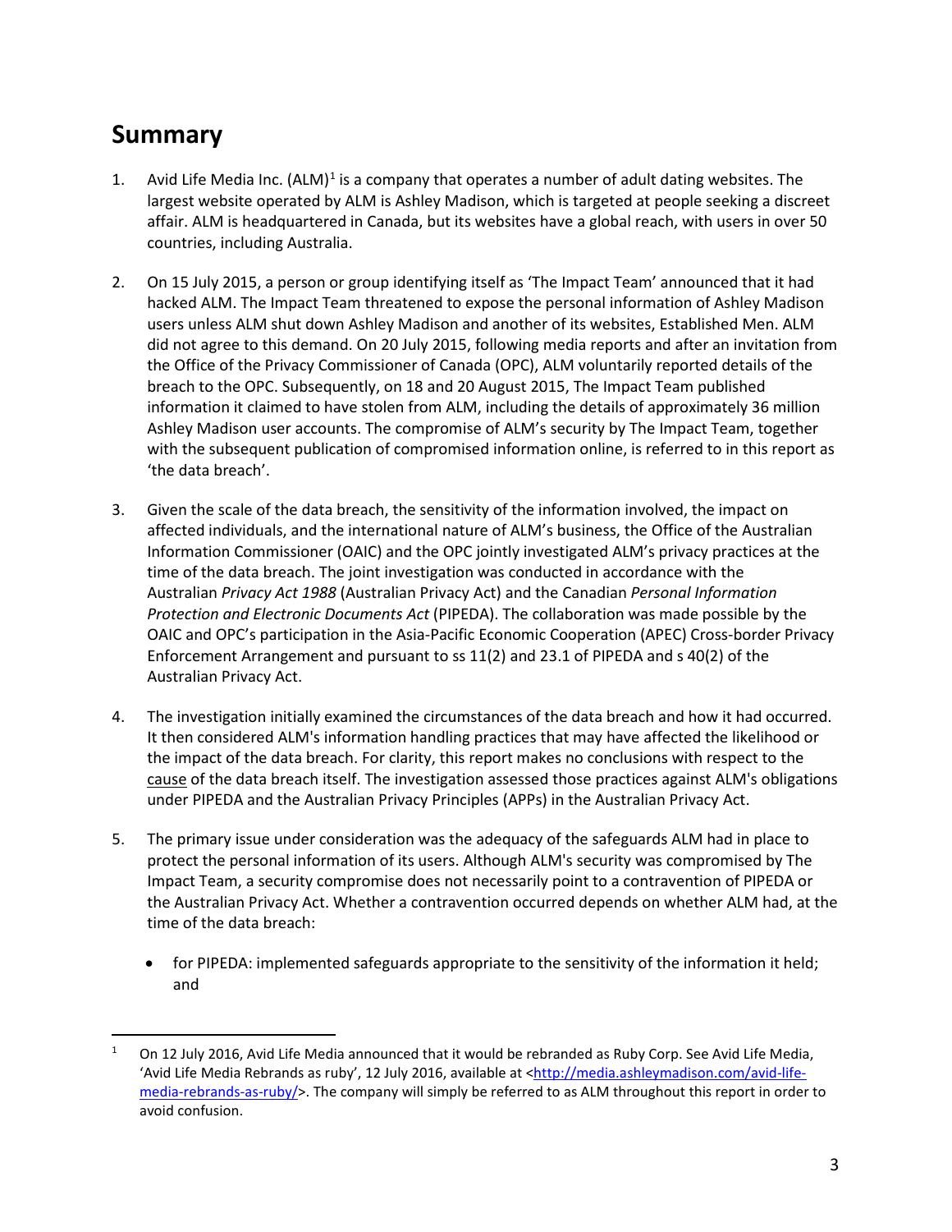## Summary

1. Avid Life Media Inc. (ALM)[1] is a company that operates a number of adult dating websites. The largest website operated by ALM is Ashley Madison, which is targeted at people seeking a discreet affair. ALM is headquartered in Canada, but its websites have a global reach, with users in over 50 countries, including Australia.

2. On 15 July 2015, a person or group identifying itself as 'The Impact Team' announced that it had hacked ALM. The Impact Team threatened to expose the personal information of Ashley Madison users unless ALM shut down Ashley Madison and another of its websites, Established Men. ALM did not agree to this demand. On 20 July 2015, following media reports and after an invitation from the Office of the Privacy Commissioner of Canada (OPC), ALM voluntarily reported details of the breach to the OPC. Subsequently, on 18 and 20 August 2015, The Impact Team published information it claimed to have stolen from ALM, including the details of approximately 36 million Ashley Madison user accounts. The compromise of ALM's security by The Impact Team, together with the subsequent publication of compromised information online, is referred to in this report as 'the data breach'.

3. Given the scale of the data breach, the sensitivity of the information involved, the impact on affected individuals, and the international nature of ALM's business, the Office of the Australian Information Commissioner (OAIC) and the OPC jointly investigated ALM's privacy practices at the time of the data breach. The joint investigation was conducted in accordance with the Australian *Privacy Act 1988* (Australian Privacy Act) and the Canadian *Personal Information Protection and Electronic Documents Act* (PIPEDA). The collaboration was made possible by the OAIC and OPC's participation in the Asia-Pacific Economic Cooperation (APEC) Cross-border Privacy Enforcement Arrangement and pursuant to ss 11(2) and 23.1 of PIPEDA and s 40(2) of the Australian Privacy Act.

4. The investigation initially examined the circumstances of the data breach and how it had occurred. It then considered ALM's information handling practices that may have affected the likelihood or the impact of the data breach. For clarity, this report makes no conclusions with respect to the <u>cause</u> of the data breach itself. The investigation assessed those practices against ALM's obligations under PIPEDA and the Australian Privacy Principles (APPs) in the Australian Privacy Act.

5. The primary issue under consideration was the adequacy of the safeguards ALM had in place to protect the personal information of its users. Although ALM's security was compromised by The Impact Team, a security compromise does not necessarily point to a contravention of PIPEDA or the Australian Privacy Act. Whether a contravention occurred depends on whether ALM had, at the time of the data breach:

   - for PIPEDA: implemented safeguards appropriate to the sensitivity of the information it held; and

---

[1] On 12 July 2016, Avid Life Media announced that it would be rebranded as Ruby Corp. See Avid Life Media, 'Avid Life Media Rebrands as ruby', 12 July 2016, available at <http://media.ashleymadison.com/avid-life-media-rebrands-as-ruby/>. The company will simply be referred to as ALM throughout this report in order to avoid confusion.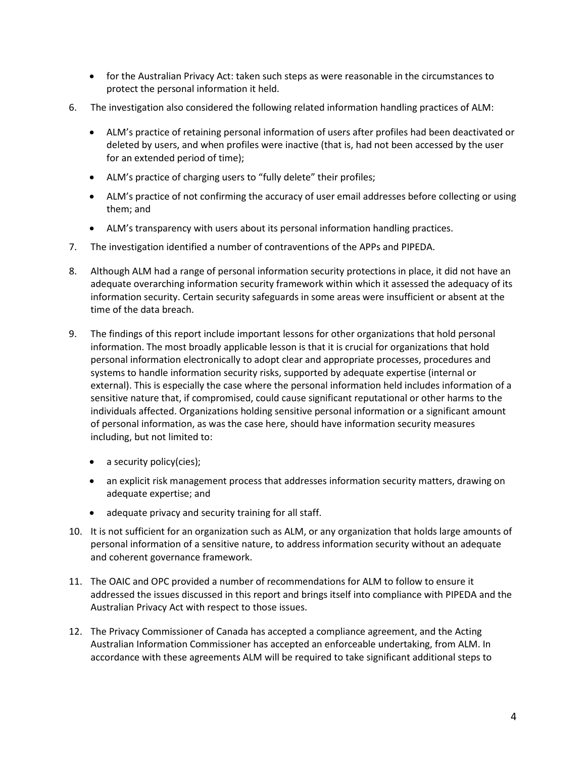- for the Australian Privacy Act: taken such steps as were reasonable in the circumstances to protect the personal information it held.

6. The investigation also considered the following related information handling practices of ALM:

   - ALM's practice of retaining personal information of users after profiles had been deactivated or deleted by users, and when profiles were inactive (that is, had not been accessed by the user for an extended period of time);
   - ALM's practice of charging users to "fully delete" their profiles;
   - ALM's practice of not confirming the accuracy of user email addresses before collecting or using them; and
   - ALM's transparency with users about its personal information handling practices.

7. The investigation identified a number of contraventions of the APPs and PIPEDA.

8. Although ALM had a range of personal information security protections in place, it did not have an adequate overarching information security framework within which it assessed the adequacy of its information security. Certain security safeguards in some areas were insufficient or absent at the time of the data breach.

9. The findings of this report include important lessons for other organizations that hold personal information. The most broadly applicable lesson is that it is crucial for organizations that hold personal information electronically to adopt clear and appropriate processes, procedures and systems to handle information security risks, supported by adequate expertise (internal or external). This is especially the case where the personal information held includes information of a sensitive nature that, if compromised, could cause significant reputational or other harms to the individuals affected. Organizations holding sensitive personal information or a significant amount of personal information, as was the case here, should have information security measures including, but not limited to:

   - a security policy(cies);
   - an explicit risk management process that addresses information security matters, drawing on adequate expertise; and
   - adequate privacy and security training for all staff.

10. It is not sufficient for an organization such as ALM, or any organization that holds large amounts of personal information of a sensitive nature, to address information security without an adequate and coherent governance framework.

11. The OAIC and OPC provided a number of recommendations for ALM to follow to ensure it addressed the issues discussed in this report and brings itself into compliance with PIPEDA and the Australian Privacy Act with respect to those issues.

12. The Privacy Commissioner of Canada has accepted a compliance agreement, and the Acting Australian Information Commissioner has accepted an enforceable undertaking, from ALM. In accordance with these agreements ALM will be required to take significant additional steps to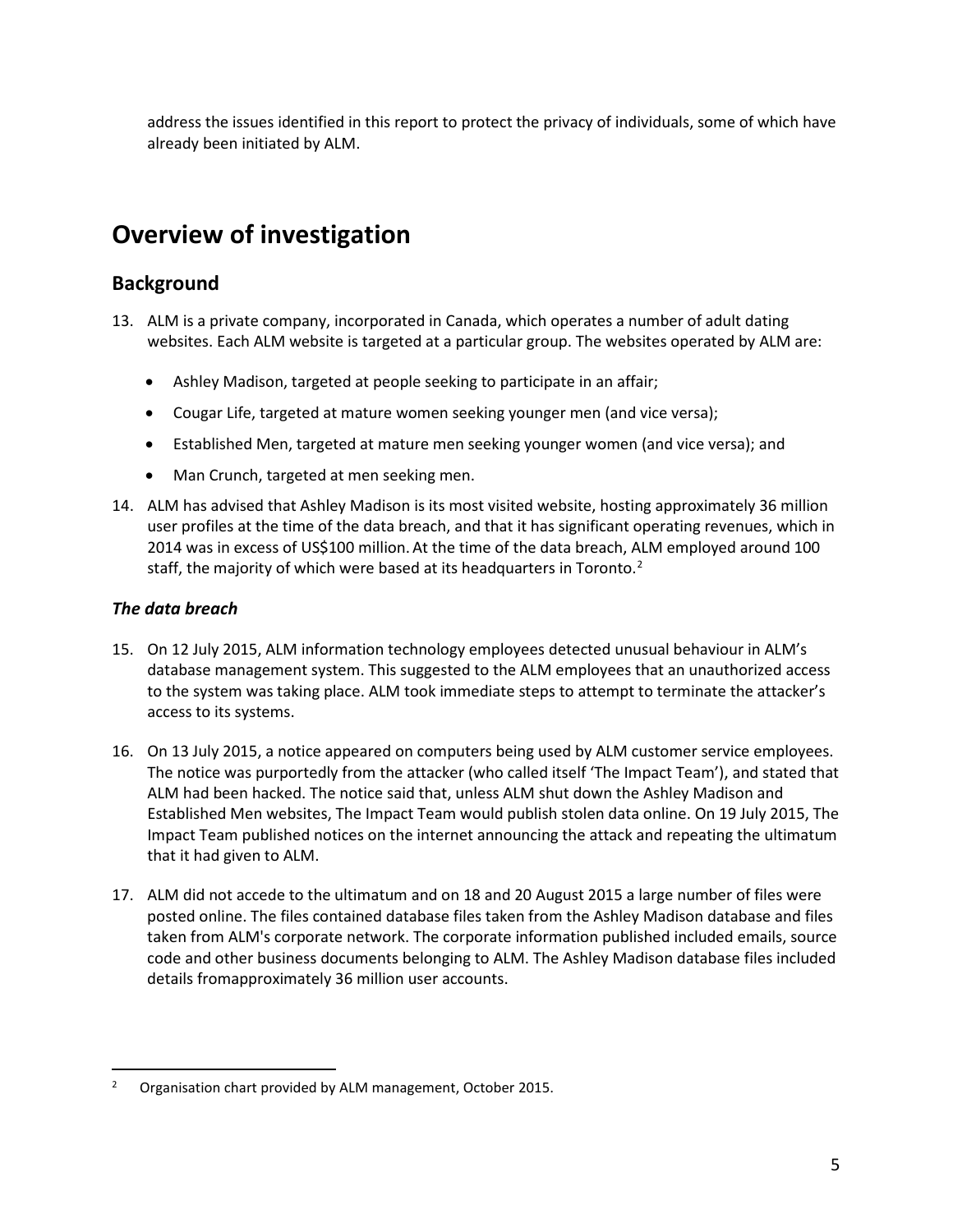address the issues identified in this report to protect the privacy of individuals, some of which have already been initiated by ALM.

# Overview of investigation

## Background

13. ALM is a private company, incorporated in Canada, which operates a number of adult dating websites. Each ALM website is targeted at a particular group. The websites operated by ALM are:

    - Ashley Madison, targeted at people seeking to participate in an affair;
    - Cougar Life, targeted at mature women seeking younger men (and vice versa);
    - Established Men, targeted at mature men seeking younger women (and vice versa); and
    - Man Crunch, targeted at men seeking men.

14. ALM has advised that Ashley Madison is its most visited website, hosting approximately 36 million user profiles at the time of the data breach, and that it has significant operating revenues, which in 2014 was in excess of US$100 million. At the time of the data breach, ALM employed around 100 staff, the majority of which were based at its headquarters in Toronto.[2]

### *The data breach*

15. On 12 July 2015, ALM information technology employees detected unusual behaviour in ALM's database management system. This suggested to the ALM employees that an unauthorized access to the system was taking place. ALM took immediate steps to attempt to terminate the attacker's access to its systems.

16. On 13 July 2015, a notice appeared on computers being used by ALM customer service employees. The notice was purportedly from the attacker (who called itself 'The Impact Team'), and stated that ALM had been hacked. The notice said that, unless ALM shut down the Ashley Madison and Established Men websites, The Impact Team would publish stolen data online. On 19 July 2015, The Impact Team published notices on the internet announcing the attack and repeating the ultimatum that it had given to ALM.

17. ALM did not accede to the ultimatum and on 18 and 20 August 2015 a large number of files were posted online. The files contained database files taken from the Ashley Madison database and files taken from ALM's corporate network. The corporate information published included emails, source code and other business documents belonging to ALM. The Ashley Madison database files included details fromapproximately 36 million user accounts.

---

[2] Organisation chart provided by ALM management, October 2015.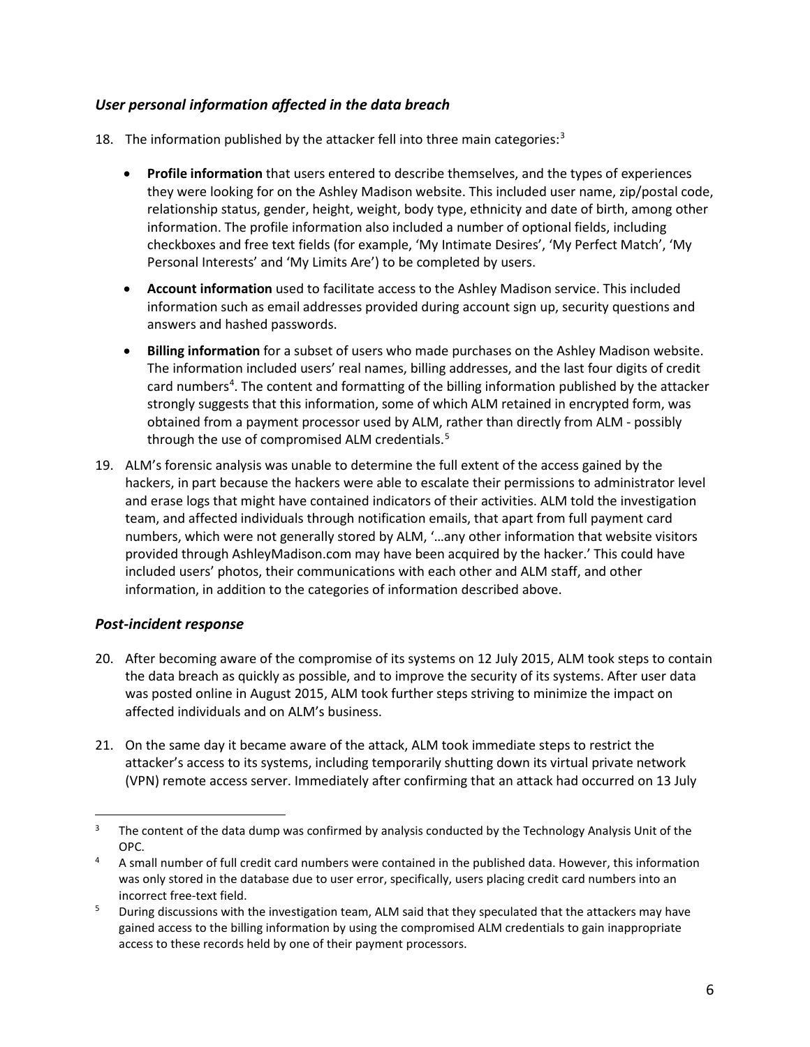### *User personal information affected in the data breach*

18. The information published by the attacker fell into three main categories:[3]

    - **Profile information** that users entered to describe themselves, and the types of experiences they were looking for on the Ashley Madison website. This included user name, zip/postal code, relationship status, gender, height, weight, body type, ethnicity and date of birth, among other information. The profile information also included a number of optional fields, including checkboxes and free text fields (for example, 'My Intimate Desires', 'My Perfect Match', 'My Personal Interests' and 'My Limits Are') to be completed by users.
    - **Account information** used to facilitate access to the Ashley Madison service. This included information such as email addresses provided during account sign up, security questions and answers and hashed passwords.
    - **Billing information** for a subset of users who made purchases on the Ashley Madison website. The information included users' real names, billing addresses, and the last four digits of credit card numbers[4]. The content and formatting of the billing information published by the attacker strongly suggests that this information, some of which ALM retained in encrypted form, was obtained from a payment processor used by ALM, rather than directly from ALM - possibly through the use of compromised ALM credentials.[5]

19. ALM's forensic analysis was unable to determine the full extent of the access gained by the hackers, in part because the hackers were able to escalate their permissions to administrator level and erase logs that might have contained indicators of their activities. ALM told the investigation team, and affected individuals through notification emails, that apart from full payment card numbers, which were not generally stored by ALM, '…any other information that website visitors provided through AshleyMadison.com may have been acquired by the hacker.' This could have included users' photos, their communications with each other and ALM staff, and other information, in addition to the categories of information described above.

### *Post-incident response*

20. After becoming aware of the compromise of its systems on 12 July 2015, ALM took steps to contain the data breach as quickly as possible, and to improve the security of its systems. After user data was posted online in August 2015, ALM took further steps striving to minimize the impact on affected individuals and on ALM's business.

21. On the same day it became aware of the attack, ALM took immediate steps to restrict the attacker's access to its systems, including temporarily shutting down its virtual private network (VPN) remote access server. Immediately after confirming that an attack had occurred on 13 July

---

[3] The content of the data dump was confirmed by analysis conducted by the Technology Analysis Unit of the OPC.

[4] A small number of full credit card numbers were contained in the published data. However, this information was only stored in the database due to user error, specifically, users placing credit card numbers into an incorrect free-text field.

[5] During discussions with the investigation team, ALM said that they speculated that the attackers may have gained access to the billing information by using the compromised ALM credentials to gain inappropriate access to these records held by one of their payment processors.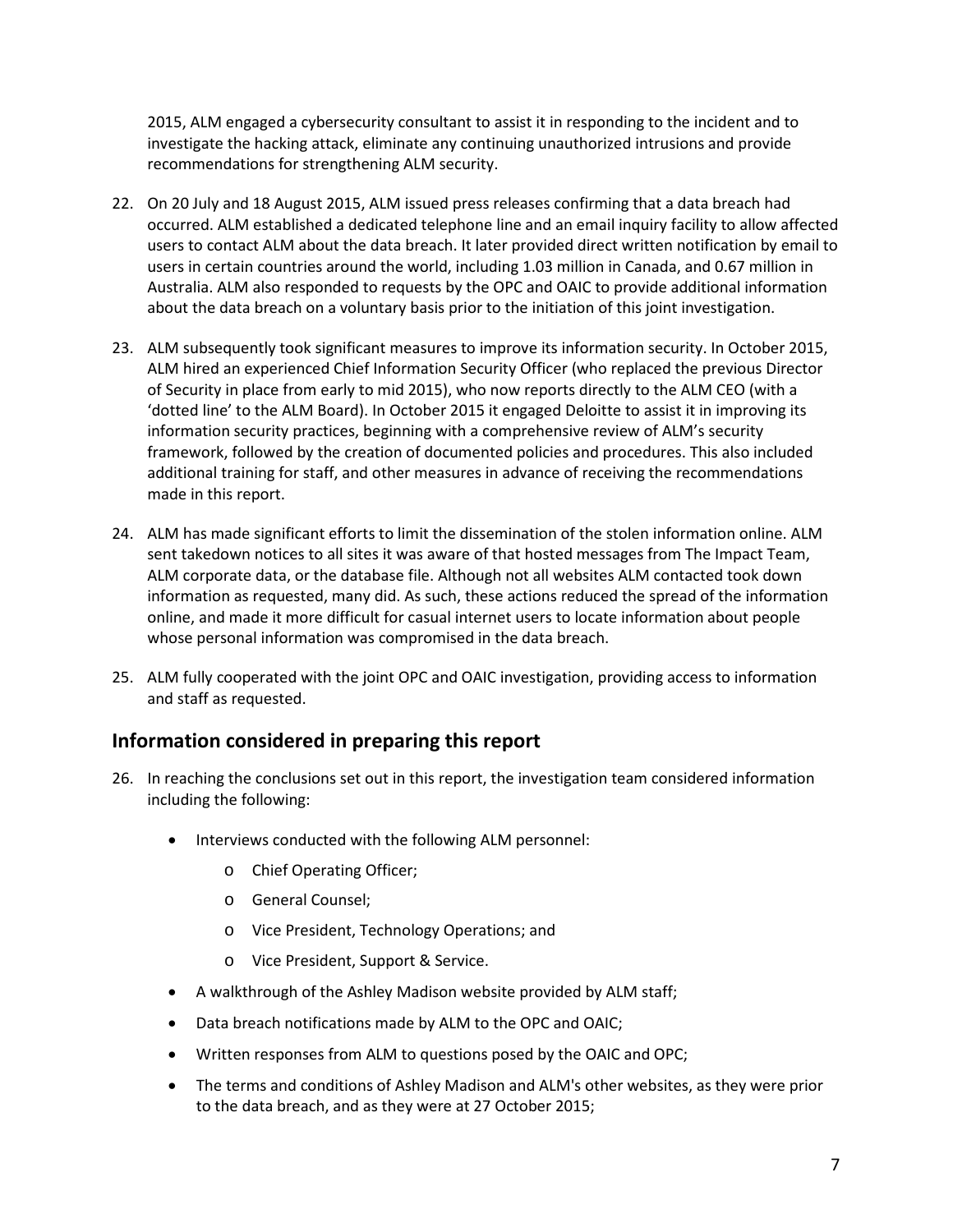2015, ALM engaged a cybersecurity consultant to assist it in responding to the incident and to investigate the hacking attack, eliminate any continuing unauthorized intrusions and provide recommendations for strengthening ALM security.

22. On 20 July and 18 August 2015, ALM issued press releases confirming that a data breach had occurred. ALM established a dedicated telephone line and an email inquiry facility to allow affected users to contact ALM about the data breach. It later provided direct written notification by email to users in certain countries around the world, including 1.03 million in Canada, and 0.67 million in Australia. ALM also responded to requests by the OPC and OAIC to provide additional information about the data breach on a voluntary basis prior to the initiation of this joint investigation.

23. ALM subsequently took significant measures to improve its information security. In October 2015, ALM hired an experienced Chief Information Security Officer (who replaced the previous Director of Security in place from early to mid 2015), who now reports directly to the ALM CEO (with a 'dotted line' to the ALM Board). In October 2015 it engaged Deloitte to assist it in improving its information security practices, beginning with a comprehensive review of ALM's security framework, followed by the creation of documented policies and procedures. This also included additional training for staff, and other measures in advance of receiving the recommendations made in this report.

24. ALM has made significant efforts to limit the dissemination of the stolen information online. ALM sent takedown notices to all sites it was aware of that hosted messages from The Impact Team, ALM corporate data, or the database file. Although not all websites ALM contacted took down information as requested, many did. As such, these actions reduced the spread of the information online, and made it more difficult for casual internet users to locate information about people whose personal information was compromised in the data breach.

25. ALM fully cooperated with the joint OPC and OAIC investigation, providing access to information and staff as requested.

## Information considered in preparing this report

26. In reaching the conclusions set out in this report, the investigation team considered information including the following:

    - Interviews conducted with the following ALM personnel:
        - Chief Operating Officer;
        - General Counsel;
        - Vice President, Technology Operations; and
        - Vice President, Support & Service.
    - A walkthrough of the Ashley Madison website provided by ALM staff;
    - Data breach notifications made by ALM to the OPC and OAIC;
    - Written responses from ALM to questions posed by the OAIC and OPC;
    - The terms and conditions of Ashley Madison and ALM's other websites, as they were prior to the data breach, and as they were at 27 October 2015;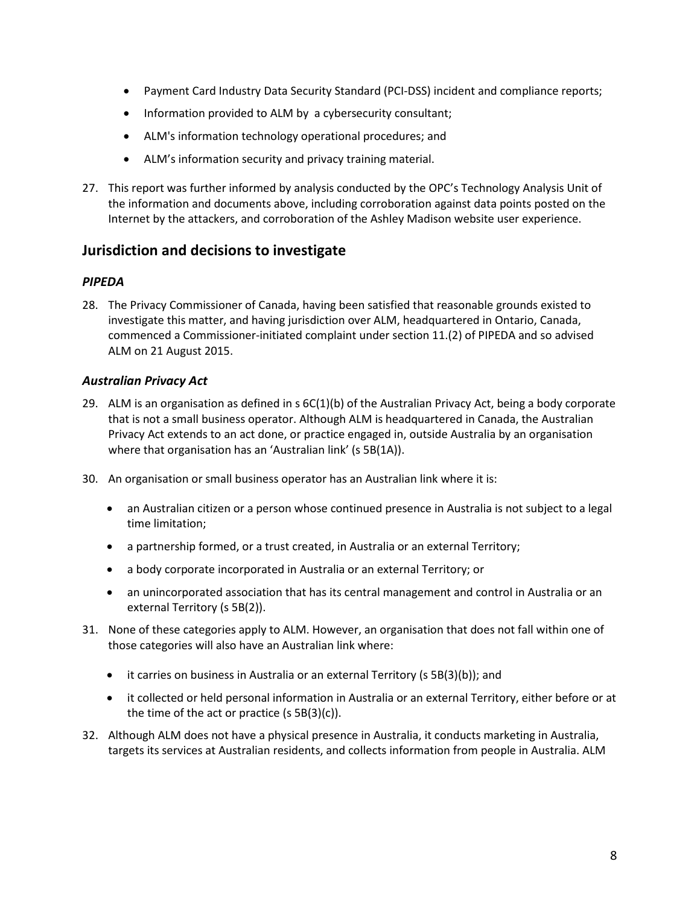- Payment Card Industry Data Security Standard (PCI-DSS) incident and compliance reports;
- Information provided to ALM by a cybersecurity consultant;
- ALM's information technology operational procedures; and
- ALM's information security and privacy training material.

27. This report was further informed by analysis conducted by the OPC's Technology Analysis Unit of the information and documents above, including corroboration against data points posted on the Internet by the attackers, and corroboration of the Ashley Madison website user experience.

## Jurisdiction and decisions to investigate

### *PIPEDA*

28. The Privacy Commissioner of Canada, having been satisfied that reasonable grounds existed to investigate this matter, and having jurisdiction over ALM, headquartered in Ontario, Canada, commenced a Commissioner-initiated complaint under section 11.(2) of PIPEDA and so advised ALM on 21 August 2015.

### *Australian Privacy Act*

29. ALM is an organisation as defined in s 6C(1)(b) of the Australian Privacy Act, being a body corporate that is not a small business operator. Although ALM is headquartered in Canada, the Australian Privacy Act extends to an act done, or practice engaged in, outside Australia by an organisation where that organisation has an 'Australian link' (s 5B(1A)).

30. An organisation or small business operator has an Australian link where it is:

    - an Australian citizen or a person whose continued presence in Australia is not subject to a legal time limitation;
    - a partnership formed, or a trust created, in Australia or an external Territory;
    - a body corporate incorporated in Australia or an external Territory; or
    - an unincorporated association that has its central management and control in Australia or an external Territory (s 5B(2)).

31. None of these categories apply to ALM. However, an organisation that does not fall within one of those categories will also have an Australian link where:

    - it carries on business in Australia or an external Territory (s 5B(3)(b)); and
    - it collected or held personal information in Australia or an external Territory, either before or at the time of the act or practice (s 5B(3)(c)).

32. Although ALM does not have a physical presence in Australia, it conducts marketing in Australia, targets its services at Australian residents, and collects information from people in Australia. ALM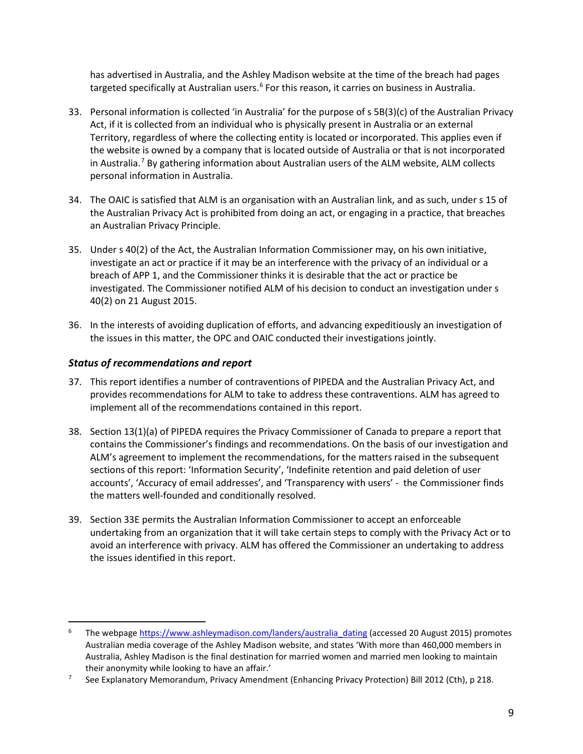has advertised in Australia, and the Ashley Madison website at the time of the breach had pages targeted specifically at Australian users.[6] For this reason, it carries on business in Australia.

33. Personal information is collected 'in Australia' for the purpose of s 5B(3)(c) of the Australian Privacy Act, if it is collected from an individual who is physically present in Australia or an external Territory, regardless of where the collecting entity is located or incorporated. This applies even if the website is owned by a company that is located outside of Australia or that is not incorporated in Australia.[7] By gathering information about Australian users of the ALM website, ALM collects personal information in Australia.

34. The OAIC is satisfied that ALM is an organisation with an Australian link, and as such, under s 15 of the Australian Privacy Act is prohibited from doing an act, or engaging in a practice, that breaches an Australian Privacy Principle.

35. Under s 40(2) of the Act, the Australian Information Commissioner may, on his own initiative, investigate an act or practice if it may be an interference with the privacy of an individual or a breach of APP 1, and the Commissioner thinks it is desirable that the act or practice be investigated. The Commissioner notified ALM of his decision to conduct an investigation under s 40(2) on 21 August 2015.

36. In the interests of avoiding duplication of efforts, and advancing expeditiously an investigation of the issues in this matter, the OPC and OAIC conducted their investigations jointly.

### *Status of recommendations and report*

37. This report identifies a number of contraventions of PIPEDA and the Australian Privacy Act, and provides recommendations for ALM to take to address these contraventions. ALM has agreed to implement all of the recommendations contained in this report.

38. Section 13(1)(a) of PIPEDA requires the Privacy Commissioner of Canada to prepare a report that contains the Commissioner's findings and recommendations. On the basis of our investigation and ALM's agreement to implement the recommendations, for the matters raised in the subsequent sections of this report: 'Information Security', 'Indefinite retention and paid deletion of user accounts', 'Accuracy of email addresses', and 'Transparency with users' - the Commissioner finds the matters well-founded and conditionally resolved.

39. Section 33E permits the Australian Information Commissioner to accept an enforceable undertaking from an organization that it will take certain steps to comply with the Privacy Act or to avoid an interference with privacy. ALM has offered the Commissioner an undertaking to address the issues identified in this report.

---

[6] The webpage https://www.ashleymadison.com/landers/australia_dating (accessed 20 August 2015) promotes Australian media coverage of the Ashley Madison website, and states 'With more than 460,000 members in Australia, Ashley Madison is the final destination for married women and married men looking to maintain their anonymity while looking to have an affair.'

[7] See Explanatory Memorandum, Privacy Amendment (Enhancing Privacy Protection) Bill 2012 (Cth), p 218.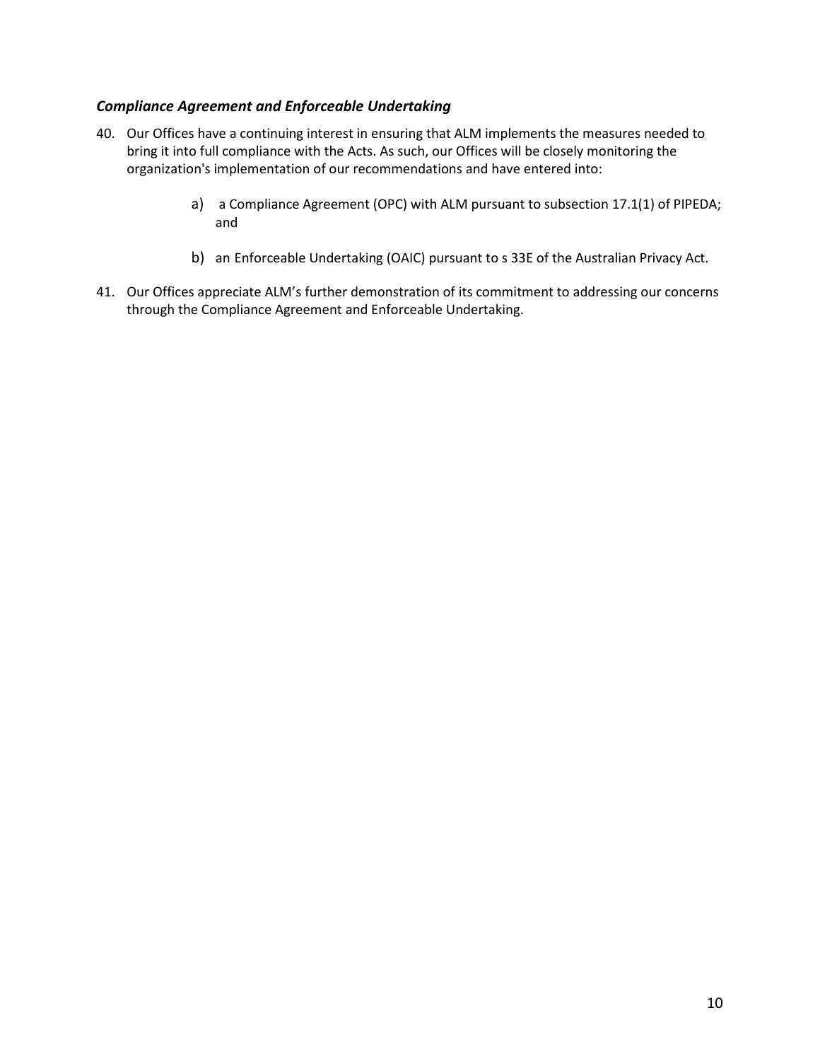### *Compliance Agreement and Enforceable Undertaking*

40. Our Offices have a continuing interest in ensuring that ALM implements the measures needed to bring it into full compliance with the Acts. As such, our Offices will be closely monitoring the organization's implementation of our recommendations and have entered into:

    a) a Compliance Agreement (OPC) with ALM pursuant to subsection 17.1(1) of PIPEDA; and

    b) an Enforceable Undertaking (OAIC) pursuant to s 33E of the Australian Privacy Act.

41. Our Offices appreciate ALM's further demonstration of its commitment to addressing our concerns through the Compliance Agreement and Enforceable Undertaking.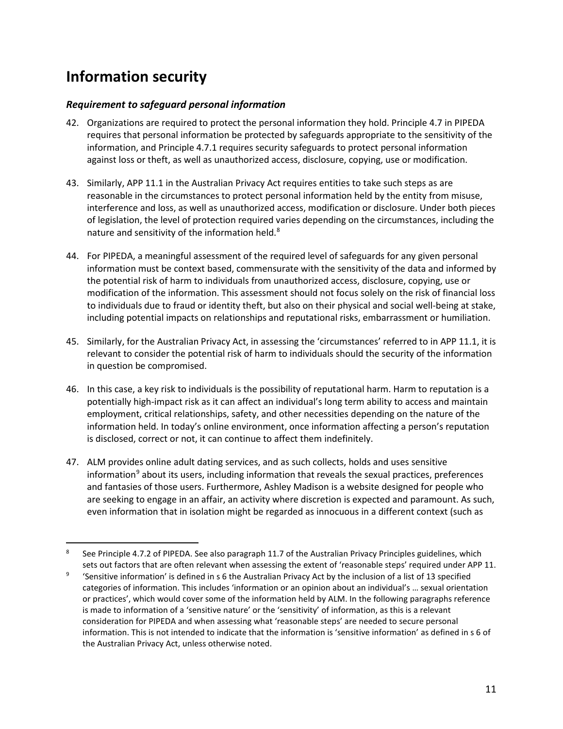## Information security

### *Requirement to safeguard personal information*

42. Organizations are required to protect the personal information they hold. Principle 4.7 in PIPEDA requires that personal information be protected by safeguards appropriate to the sensitivity of the information, and Principle 4.7.1 requires security safeguards to protect personal information against loss or theft, as well as unauthorized access, disclosure, copying, use or modification.

43. Similarly, APP 11.1 in the Australian Privacy Act requires entities to take such steps as are reasonable in the circumstances to protect personal information held by the entity from misuse, interference and loss, as well as unauthorized access, modification or disclosure. Under both pieces of legislation, the level of protection required varies depending on the circumstances, including the nature and sensitivity of the information held.[8]

44. For PIPEDA, a meaningful assessment of the required level of safeguards for any given personal information must be context based, commensurate with the sensitivity of the data and informed by the potential risk of harm to individuals from unauthorized access, disclosure, copying, use or modification of the information. This assessment should not focus solely on the risk of financial loss to individuals due to fraud or identity theft, but also on their physical and social well-being at stake, including potential impacts on relationships and reputational risks, embarrassment or humiliation.

45. Similarly, for the Australian Privacy Act, in assessing the 'circumstances' referred to in APP 11.1, it is relevant to consider the potential risk of harm to individuals should the security of the information in question be compromised.

46. In this case, a key risk to individuals is the possibility of reputational harm. Harm to reputation is a potentially high-impact risk as it can affect an individual's long term ability to access and maintain employment, critical relationships, safety, and other necessities depending on the nature of the information held. In today's online environment, once information affecting a person's reputation is disclosed, correct or not, it can continue to affect them indefinitely.

47. ALM provides online adult dating services, and as such collects, holds and uses sensitive information[9] about its users, including information that reveals the sexual practices, preferences and fantasies of those users. Furthermore, Ashley Madison is a website designed for people who are seeking to engage in an affair, an activity where discretion is expected and paramount. As such, even information that in isolation might be regarded as innocuous in a different context (such as

---

[8] See Principle 4.7.2 of PIPEDA. See also paragraph 11.7 of the Australian Privacy Principles guidelines, which sets out factors that are often relevant when assessing the extent of 'reasonable steps' required under APP 11.

[9] 'Sensitive information' is defined in s 6 the Australian Privacy Act by the inclusion of a list of 13 specified categories of information. This includes 'information or an opinion about an individual's … sexual orientation or practices', which would cover some of the information held by ALM. In the following paragraphs reference is made to information of a 'sensitive nature' or the 'sensitivity' of information, as this is a relevant consideration for PIPEDA and when assessing what 'reasonable steps' are needed to secure personal information. This is not intended to indicate that the information is 'sensitive information' as defined in s 6 of the Australian Privacy Act, unless otherwise noted.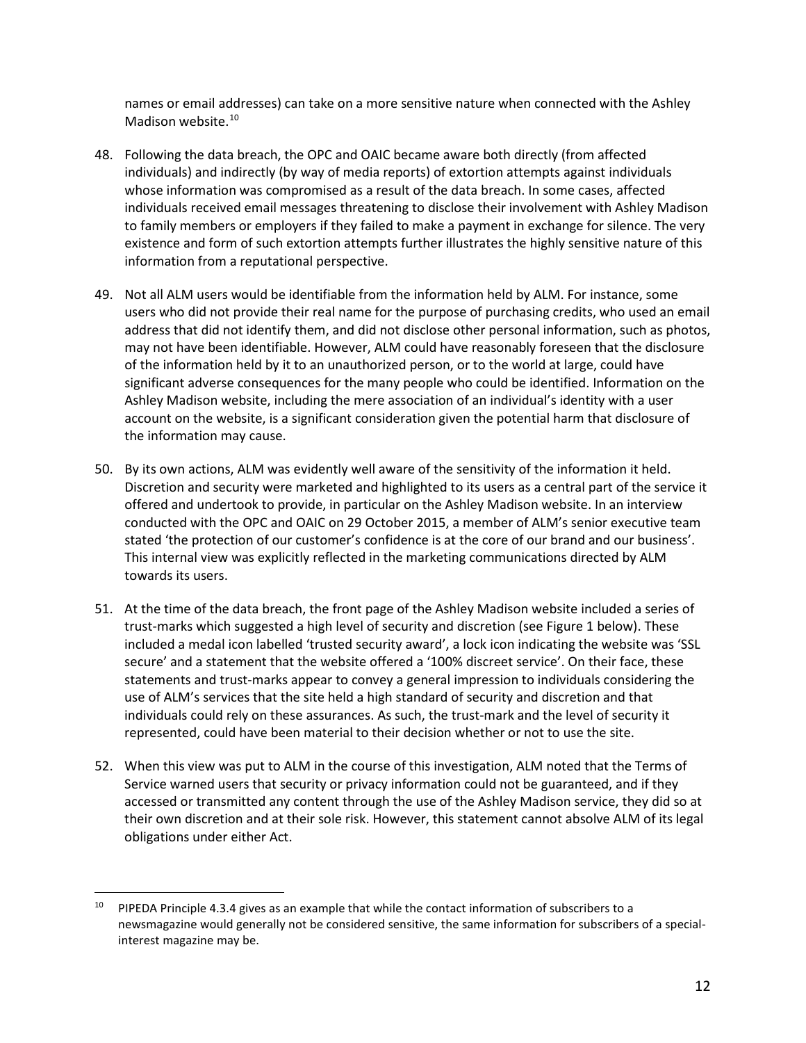names or email addresses) can take on a more sensitive nature when connected with the Ashley Madison website.[10]

48. Following the data breach, the OPC and OAIC became aware both directly (from affected individuals) and indirectly (by way of media reports) of extortion attempts against individuals whose information was compromised as a result of the data breach. In some cases, affected individuals received email messages threatening to disclose their involvement with Ashley Madison to family members or employers if they failed to make a payment in exchange for silence. The very existence and form of such extortion attempts further illustrates the highly sensitive nature of this information from a reputational perspective.

49. Not all ALM users would be identifiable from the information held by ALM. For instance, some users who did not provide their real name for the purpose of purchasing credits, who used an email address that did not identify them, and did not disclose other personal information, such as photos, may not have been identifiable. However, ALM could have reasonably foreseen that the disclosure of the information held by it to an unauthorized person, or to the world at large, could have significant adverse consequences for the many people who could be identified. Information on the Ashley Madison website, including the mere association of an individual's identity with a user account on the website, is a significant consideration given the potential harm that disclosure of the information may cause.

50. By its own actions, ALM was evidently well aware of the sensitivity of the information it held. Discretion and security were marketed and highlighted to its users as a central part of the service it offered and undertook to provide, in particular on the Ashley Madison website. In an interview conducted with the OPC and OAIC on 29 October 2015, a member of ALM's senior executive team stated 'the protection of our customer's confidence is at the core of our brand and our business'. This internal view was explicitly reflected in the marketing communications directed by ALM towards its users.

51. At the time of the data breach, the front page of the Ashley Madison website included a series of trust-marks which suggested a high level of security and discretion (see Figure 1 below). These included a medal icon labelled 'trusted security award', a lock icon indicating the website was 'SSL secure' and a statement that the website offered a '100% discreet service'. On their face, these statements and trust-marks appear to convey a general impression to individuals considering the use of ALM's services that the site held a high standard of security and discretion and that individuals could rely on these assurances. As such, the trust-mark and the level of security it represented, could have been material to their decision whether or not to use the site.

52. When this view was put to ALM in the course of this investigation, ALM noted that the Terms of Service warned users that security or privacy information could not be guaranteed, and if they accessed or transmitted any content through the use of the Ashley Madison service, they did so at their own discretion and at their sole risk. However, this statement cannot absolve ALM of its legal obligations under either Act.

---

[10] PIPEDA Principle 4.3.4 gives as an example that while the contact information of subscribers to a newsmagazine would generally not be considered sensitive, the same information for subscribers of a special-interest magazine may be.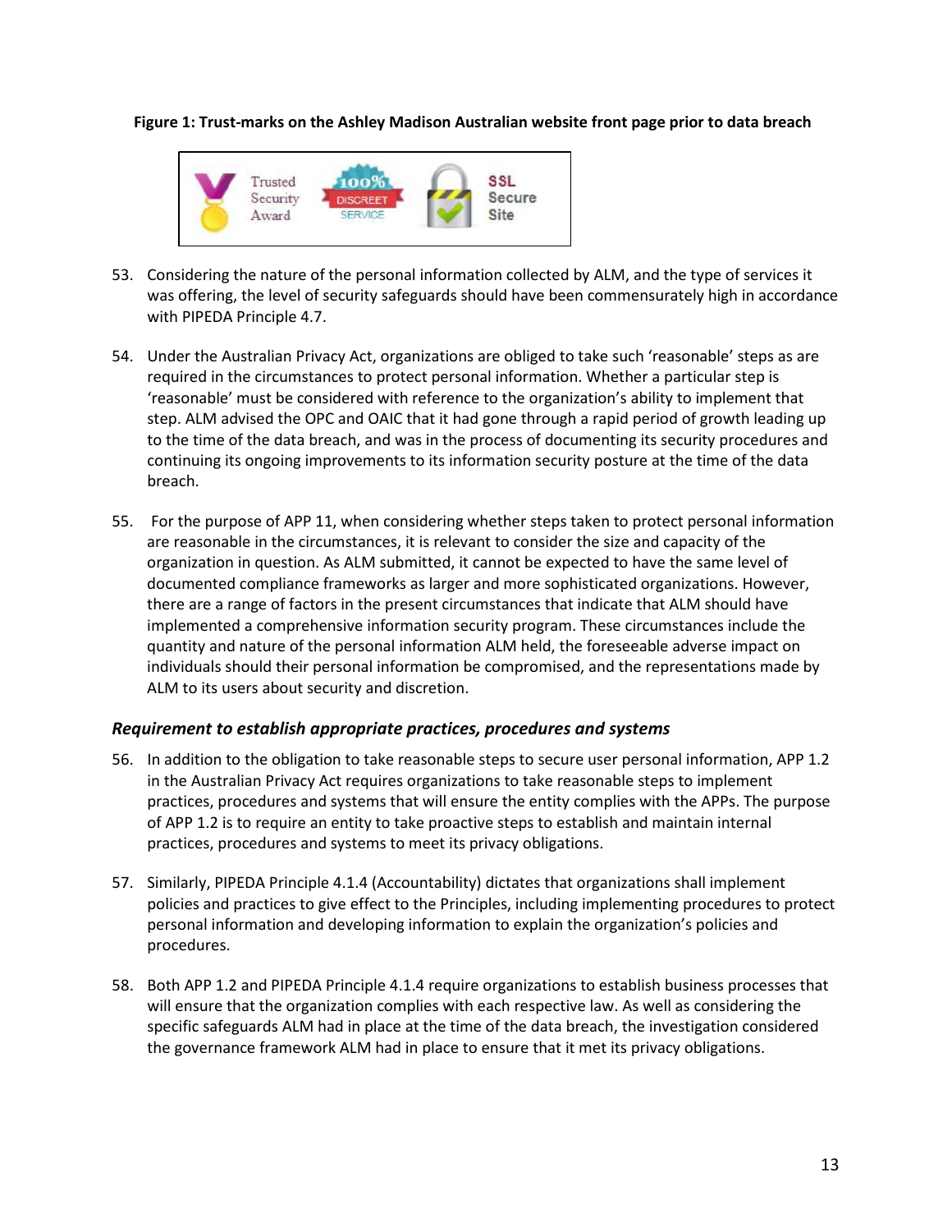**Figure 1: Trust-marks on the Ashley Madison Australian website front page prior to data breach**

53. Considering the nature of the personal information collected by ALM, and the type of services it was offering, the level of security safeguards should have been commensurately high in accordance with PIPEDA Principle 4.7.

54. Under the Australian Privacy Act, organizations are obliged to take such 'reasonable' steps as are required in the circumstances to protect personal information. Whether a particular step is 'reasonable' must be considered with reference to the organization's ability to implement that step. ALM advised the OPC and OAIC that it had gone through a rapid period of growth leading up to the time of the data breach, and was in the process of documenting its security procedures and continuing its ongoing improvements to its information security posture at the time of the data breach.

55. For the purpose of APP 11, when considering whether steps taken to protect personal information are reasonable in the circumstances, it is relevant to consider the size and capacity of the organization in question. As ALM submitted, it cannot be expected to have the same level of documented compliance frameworks as larger and more sophisticated organizations. However, there are a range of factors in the present circumstances that indicate that ALM should have implemented a comprehensive information security program. These circumstances include the quantity and nature of the personal information ALM held, the foreseeable adverse impact on individuals should their personal information be compromised, and the representations made by ALM to its users about security and discretion.

### *Requirement to establish appropriate practices, procedures and systems*

56. In addition to the obligation to take reasonable steps to secure user personal information, APP 1.2 in the Australian Privacy Act requires organizations to take reasonable steps to implement practices, procedures and systems that will ensure the entity complies with the APPs. The purpose of APP 1.2 is to require an entity to take proactive steps to establish and maintain internal practices, procedures and systems to meet its privacy obligations.

57. Similarly, PIPEDA Principle 4.1.4 (Accountability) dictates that organizations shall implement policies and practices to give effect to the Principles, including implementing procedures to protect personal information and developing information to explain the organization's policies and procedures.

58. Both APP 1.2 and PIPEDA Principle 4.1.4 require organizations to establish business processes that will ensure that the organization complies with each respective law. As well as considering the specific safeguards ALM had in place at the time of the data breach, the investigation considered the governance framework ALM had in place to ensure that it met its privacy obligations.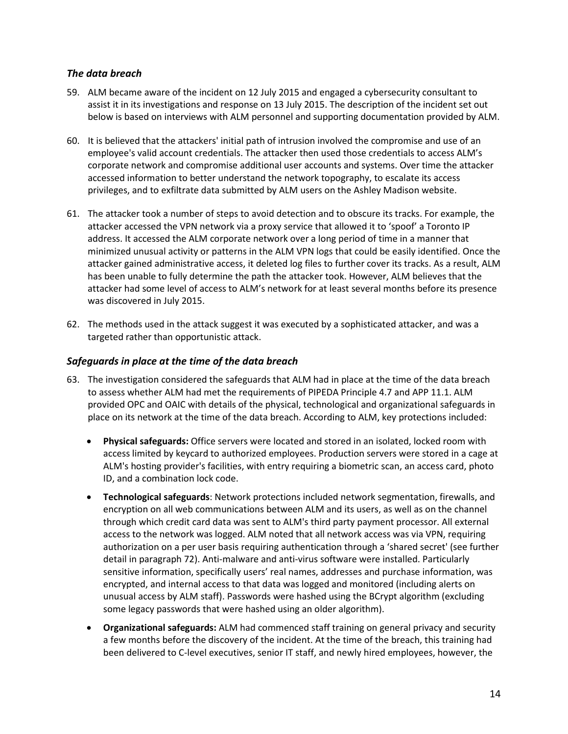### *The data breach*

59. ALM became aware of the incident on 12 July 2015 and engaged a cybersecurity consultant to assist it in its investigations and response on 13 July 2015. The description of the incident set out below is based on interviews with ALM personnel and supporting documentation provided by ALM.

60. It is believed that the attackers' initial path of intrusion involved the compromise and use of an employee's valid account credentials. The attacker then used those credentials to access ALM's corporate network and compromise additional user accounts and systems. Over time the attacker accessed information to better understand the network topography, to escalate its access privileges, and to exfiltrate data submitted by ALM users on the Ashley Madison website.

61. The attacker took a number of steps to avoid detection and to obscure its tracks. For example, the attacker accessed the VPN network via a proxy service that allowed it to 'spoof' a Toronto IP address. It accessed the ALM corporate network over a long period of time in a manner that minimized unusual activity or patterns in the ALM VPN logs that could be easily identified. Once the attacker gained administrative access, it deleted log files to further cover its tracks. As a result, ALM has been unable to fully determine the path the attacker took. However, ALM believes that the attacker had some level of access to ALM's network for at least several months before its presence was discovered in July 2015.

62. The methods used in the attack suggest it was executed by a sophisticated attacker, and was a targeted rather than opportunistic attack.

### *Safeguards in place at the time of the data breach*

63. The investigation considered the safeguards that ALM had in place at the time of the data breach to assess whether ALM had met the requirements of PIPEDA Principle 4.7 and APP 11.1. ALM provided OPC and OAIC with details of the physical, technological and organizational safeguards in place on its network at the time of the data breach. According to ALM, key protections included:

    - **Physical safeguards:** Office servers were located and stored in an isolated, locked room with access limited by keycard to authorized employees. Production servers were stored in a cage at ALM's hosting provider's facilities, with entry requiring a biometric scan, an access card, photo ID, and a combination lock code.
    - **Technological safeguards**: Network protections included network segmentation, firewalls, and encryption on all web communications between ALM and its users, as well as on the channel through which credit card data was sent to ALM's third party payment processor. All external access to the network was logged. ALM noted that all network access was via VPN, requiring authorization on a per user basis requiring authentication through a 'shared secret' (see further detail in paragraph 72). Anti-malware and anti-virus software were installed. Particularly sensitive information, specifically users' real names, addresses and purchase information, was encrypted, and internal access to that data was logged and monitored (including alerts on unusual access by ALM staff). Passwords were hashed using the BCrypt algorithm (excluding some legacy passwords that were hashed using an older algorithm).
    - **Organizational safeguards:** ALM had commenced staff training on general privacy and security a few months before the discovery of the incident. At the time of the breach, this training had been delivered to C-level executives, senior IT staff, and newly hired employees, however, the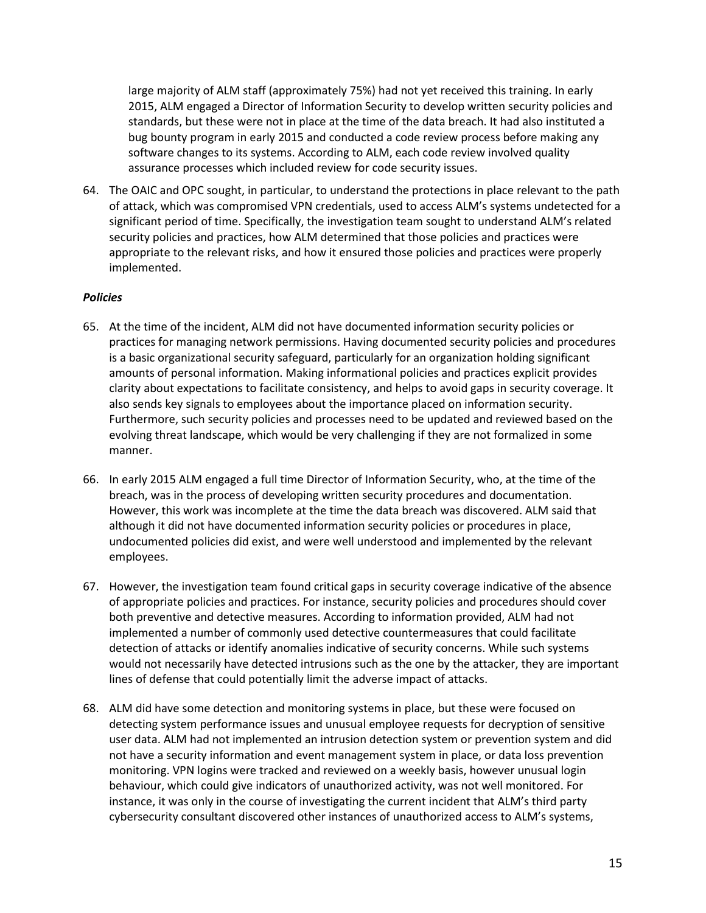large majority of ALM staff (approximately 75%) had not yet received this training. In early 2015, ALM engaged a Director of Information Security to develop written security policies and standards, but these were not in place at the time of the data breach. It had also instituted a bug bounty program in early 2015 and conducted a code review process before making any software changes to its systems. According to ALM, each code review involved quality assurance processes which included review for code security issues.

64. The OAIC and OPC sought, in particular, to understand the protections in place relevant to the path of attack, which was compromised VPN credentials, used to access ALM's systems undetected for a significant period of time. Specifically, the investigation team sought to understand ALM's related security policies and practices, how ALM determined that those policies and practices were appropriate to the relevant risks, and how it ensured those policies and practices were properly implemented.

***Policies***

65. At the time of the incident, ALM did not have documented information security policies or practices for managing network permissions. Having documented security policies and procedures is a basic organizational security safeguard, particularly for an organization holding significant amounts of personal information. Making informational policies and practices explicit provides clarity about expectations to facilitate consistency, and helps to avoid gaps in security coverage. It also sends key signals to employees about the importance placed on information security. Furthermore, such security policies and processes need to be updated and reviewed based on the evolving threat landscape, which would be very challenging if they are not formalized in some manner.

66. In early 2015 ALM engaged a full time Director of Information Security, who, at the time of the breach, was in the process of developing written security procedures and documentation. However, this work was incomplete at the time the data breach was discovered. ALM said that although it did not have documented information security policies or procedures in place, undocumented policies did exist, and were well understood and implemented by the relevant employees.

67. However, the investigation team found critical gaps in security coverage indicative of the absence of appropriate policies and practices. For instance, security policies and procedures should cover both preventive and detective measures. According to information provided, ALM had not implemented a number of commonly used detective countermeasures that could facilitate detection of attacks or identify anomalies indicative of security concerns. While such systems would not necessarily have detected intrusions such as the one by the attacker, they are important lines of defense that could potentially limit the adverse impact of attacks.

68. ALM did have some detection and monitoring systems in place, but these were focused on detecting system performance issues and unusual employee requests for decryption of sensitive user data. ALM had not implemented an intrusion detection system or prevention system and did not have a security information and event management system in place, or data loss prevention monitoring. VPN logins were tracked and reviewed on a weekly basis, however unusual login behaviour, which could give indicators of unauthorized activity, was not well monitored. For instance, it was only in the course of investigating the current incident that ALM's third party cybersecurity consultant discovered other instances of unauthorized access to ALM's systems,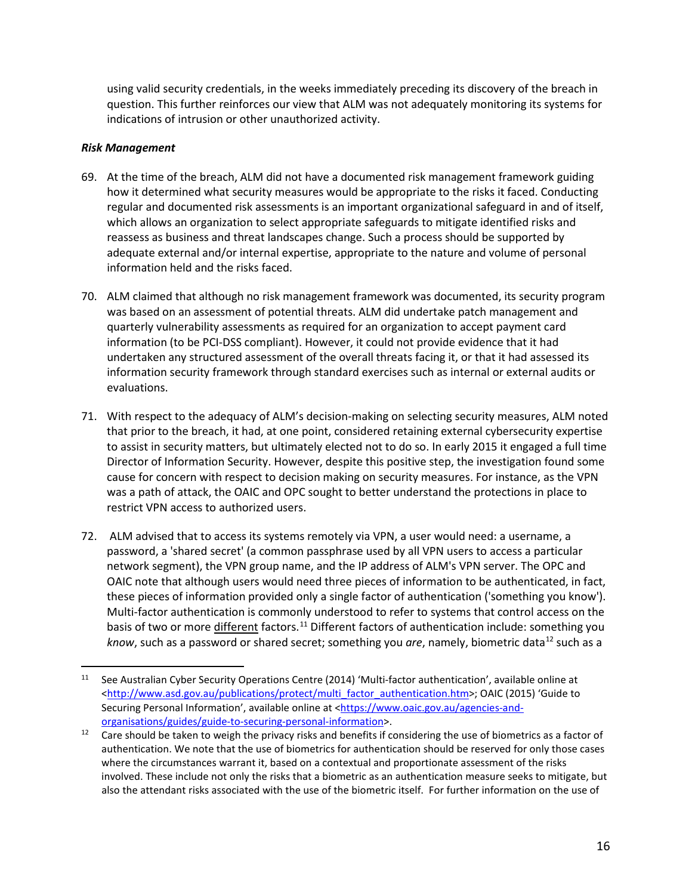using valid security credentials, in the weeks immediately preceding its discovery of the breach in question. This further reinforces our view that ALM was not adequately monitoring its systems for indications of intrusion or other unauthorized activity.

***Risk Management***

69. At the time of the breach, ALM did not have a documented risk management framework guiding how it determined what security measures would be appropriate to the risks it faced. Conducting regular and documented risk assessments is an important organizational safeguard in and of itself, which allows an organization to select appropriate safeguards to mitigate identified risks and reassess as business and threat landscapes change. Such a process should be supported by adequate external and/or internal expertise, appropriate to the nature and volume of personal information held and the risks faced.

70. ALM claimed that although no risk management framework was documented, its security program was based on an assessment of potential threats. ALM did undertake patch management and quarterly vulnerability assessments as required for an organization to accept payment card information (to be PCI-DSS compliant). However, it could not provide evidence that it had undertaken any structured assessment of the overall threats facing it, or that it had assessed its information security framework through standard exercises such as internal or external audits or evaluations.

71. With respect to the adequacy of ALM's decision-making on selecting security measures, ALM noted that prior to the breach, it had, at one point, considered retaining external cybersecurity expertise to assist in security matters, but ultimately elected not to do so. In early 2015 it engaged a full time Director of Information Security. However, despite this positive step, the investigation found some cause for concern with respect to decision making on security measures. For instance, as the VPN was a path of attack, the OAIC and OPC sought to better understand the protections in place to restrict VPN access to authorized users.

72. ALM advised that to access its systems remotely via VPN, a user would need: a username, a password, a 'shared secret' (a common passphrase used by all VPN users to access a particular network segment), the VPN group name, and the IP address of ALM's VPN server. The OPC and OAIC note that although users would need three pieces of information to be authenticated, in fact, these pieces of information provided only a single factor of authentication ('something you know'). Multi-factor authentication is commonly understood to refer to systems that control access on the basis of two or more <u>different</u> factors.[11] Different factors of authentication include: something you *know*, such as a password or shared secret; something you *are*, namely, biometric data[12] such as a

---

[11] See Australian Cyber Security Operations Centre (2014) 'Multi-factor authentication', available online at <http://www.asd.gov.au/publications/protect/multi_factor_authentication.htm>; OAIC (2015) 'Guide to Securing Personal Information', available online at <https://www.oaic.gov.au/agencies-and-organisations/guides/guide-to-securing-personal-information>.

[12] Care should be taken to weigh the privacy risks and benefits if considering the use of biometrics as a factor of authentication. We note that the use of biometrics for authentication should be reserved for only those cases where the circumstances warrant it, based on a contextual and proportionate assessment of the risks involved. These include not only the risks that a biometric as an authentication measure seeks to mitigate, but also the attendant risks associated with the use of the biometric itself. For further information on the use of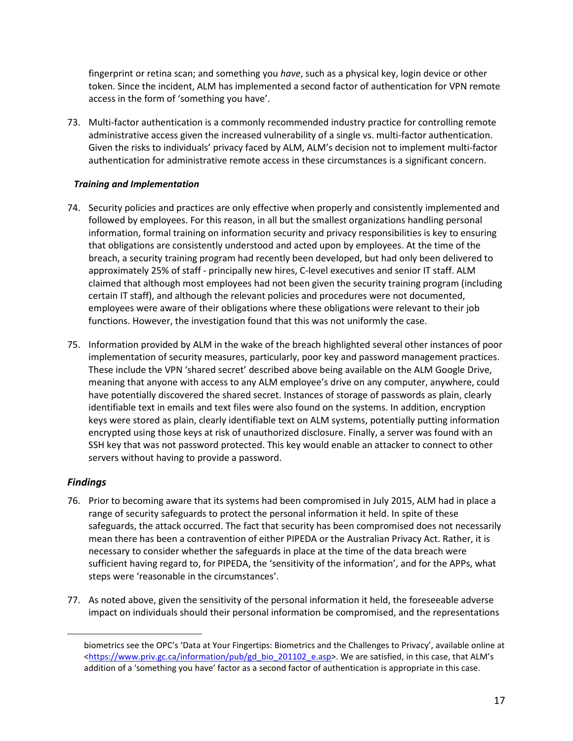fingerprint or retina scan; and something you *have*, such as a physical key, login device or other token. Since the incident, ALM has implemented a second factor of authentication for VPN remote access in the form of 'something you have'.

73. Multi-factor authentication is a commonly recommended industry practice for controlling remote administrative access given the increased vulnerability of a single vs. multi-factor authentication. Given the risks to individuals' privacy faced by ALM, ALM's decision not to implement multi-factor authentication for administrative remote access in these circumstances is a significant concern.

***Training and Implementation***

74. Security policies and practices are only effective when properly and consistently implemented and followed by employees. For this reason, in all but the smallest organizations handling personal information, formal training on information security and privacy responsibilities is key to ensuring that obligations are consistently understood and acted upon by employees. At the time of the breach, a security training program had recently been developed, but had only been delivered to approximately 25% of staff - principally new hires, C-level executives and senior IT staff. ALM claimed that although most employees had not been given the security training program (including certain IT staff), and although the relevant policies and procedures were not documented, employees were aware of their obligations where these obligations were relevant to their job functions. However, the investigation found that this was not uniformly the case.

75. Information provided by ALM in the wake of the breach highlighted several other instances of poor implementation of security measures, particularly, poor key and password management practices. These include the VPN 'shared secret' described above being available on the ALM Google Drive, meaning that anyone with access to any ALM employee's drive on any computer, anywhere, could have potentially discovered the shared secret. Instances of storage of passwords as plain, clearly identifiable text in emails and text files were also found on the systems. In addition, encryption keys were stored as plain, clearly identifiable text on ALM systems, potentially putting information encrypted using those keys at risk of unauthorized disclosure. Finally, a server was found with an SSH key that was not password protected. This key would enable an attacker to connect to other servers without having to provide a password.

## *Findings*

76. Prior to becoming aware that its systems had been compromised in July 2015, ALM had in place a range of security safeguards to protect the personal information it held. In spite of these safeguards, the attack occurred. The fact that security has been compromised does not necessarily mean there has been a contravention of either PIPEDA or the Australian Privacy Act. Rather, it is necessary to consider whether the safeguards in place at the time of the data breach were sufficient having regard to, for PIPEDA, the 'sensitivity of the information', and for the APPs, what steps were 'reasonable in the circumstances'.

77. As noted above, given the sensitivity of the personal information it held, the foreseeable adverse impact on individuals should their personal information be compromised, and the representations

---

biometrics see the OPC's 'Data at Your Fingertips: Biometrics and the Challenges to Privacy', available online at <https://www.priv.gc.ca/information/pub/gd_bio_201102_e.asp>. We are satisfied, in this case, that ALM's addition of a 'something you have' factor as a second factor of authentication is appropriate in this case.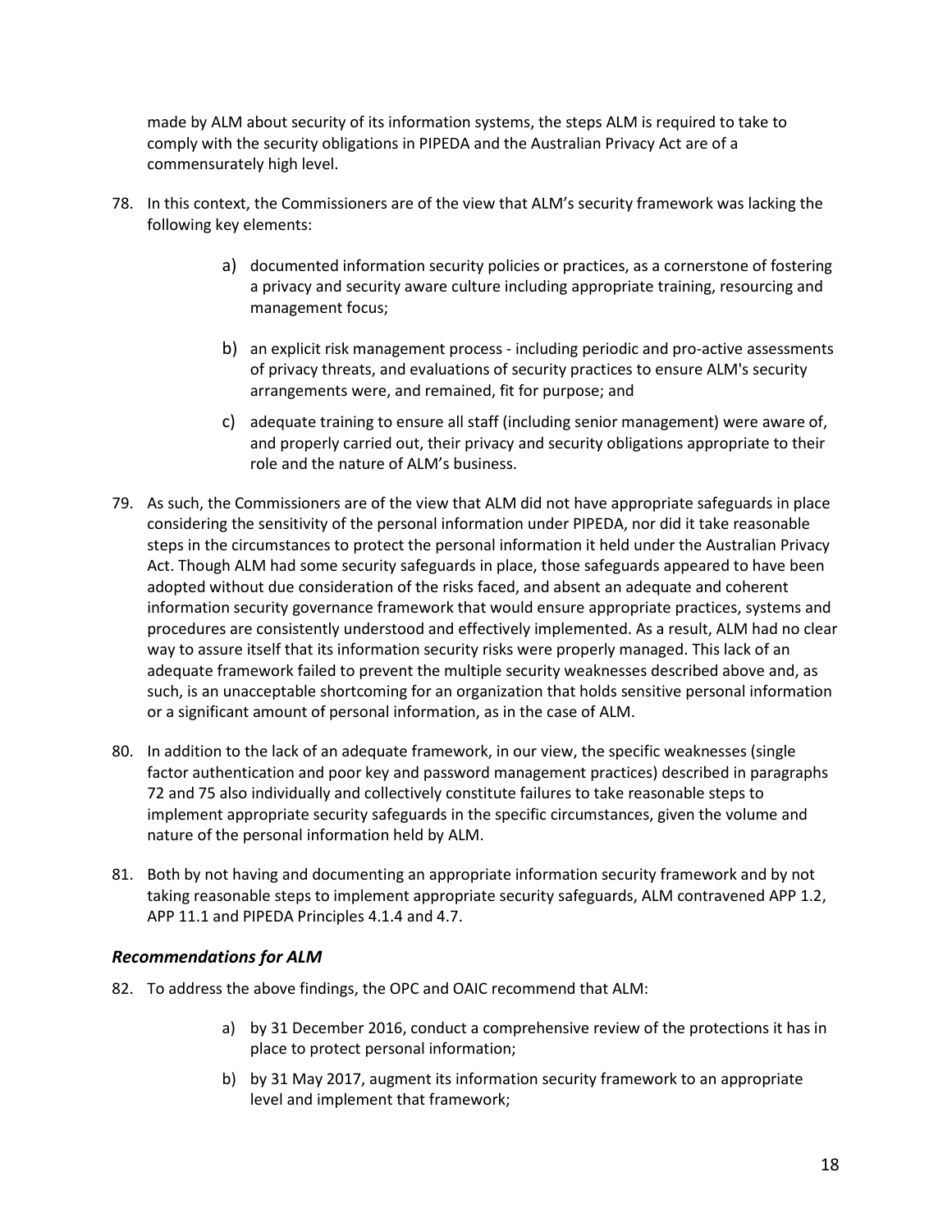made by ALM about security of its information systems, the steps ALM is required to take to comply with the security obligations in PIPEDA and the Australian Privacy Act are of a commensurately high level.

78. In this context, the Commissioners are of the view that ALM's security framework was lacking the following key elements:

    a) documented information security policies or practices, as a cornerstone of fostering a privacy and security aware culture including appropriate training, resourcing and management focus;

    b) an explicit risk management process - including periodic and pro-active assessments of privacy threats, and evaluations of security practices to ensure ALM's security arrangements were, and remained, fit for purpose; and

    c) adequate training to ensure all staff (including senior management) were aware of, and properly carried out, their privacy and security obligations appropriate to their role and the nature of ALM's business.

79. As such, the Commissioners are of the view that ALM did not have appropriate safeguards in place considering the sensitivity of the personal information under PIPEDA, nor did it take reasonable steps in the circumstances to protect the personal information it held under the Australian Privacy Act. Though ALM had some security safeguards in place, those safeguards appeared to have been adopted without due consideration of the risks faced, and absent an adequate and coherent information security governance framework that would ensure appropriate practices, systems and procedures are consistently understood and effectively implemented. As a result, ALM had no clear way to assure itself that its information security risks were properly managed. This lack of an adequate framework failed to prevent the multiple security weaknesses described above and, as such, is an unacceptable shortcoming for an organization that holds sensitive personal information or a significant amount of personal information, as in the case of ALM.

80. In addition to the lack of an adequate framework, in our view, the specific weaknesses (single factor authentication and poor key and password management practices) described in paragraphs 72 and 75 also individually and collectively constitute failures to take reasonable steps to implement appropriate security safeguards in the specific circumstances, given the volume and nature of the personal information held by ALM.

81. Both by not having and documenting an appropriate information security framework and by not taking reasonable steps to implement appropriate security safeguards, ALM contravened APP 1.2, APP 11.1 and PIPEDA Principles 4.1.4 and 4.7.

### *Recommendations for ALM*

82. To address the above findings, the OPC and OAIC recommend that ALM:

    a) by 31 December 2016, conduct a comprehensive review of the protections it has in place to protect personal information;

    b) by 31 May 2017, augment its information security framework to an appropriate level and implement that framework;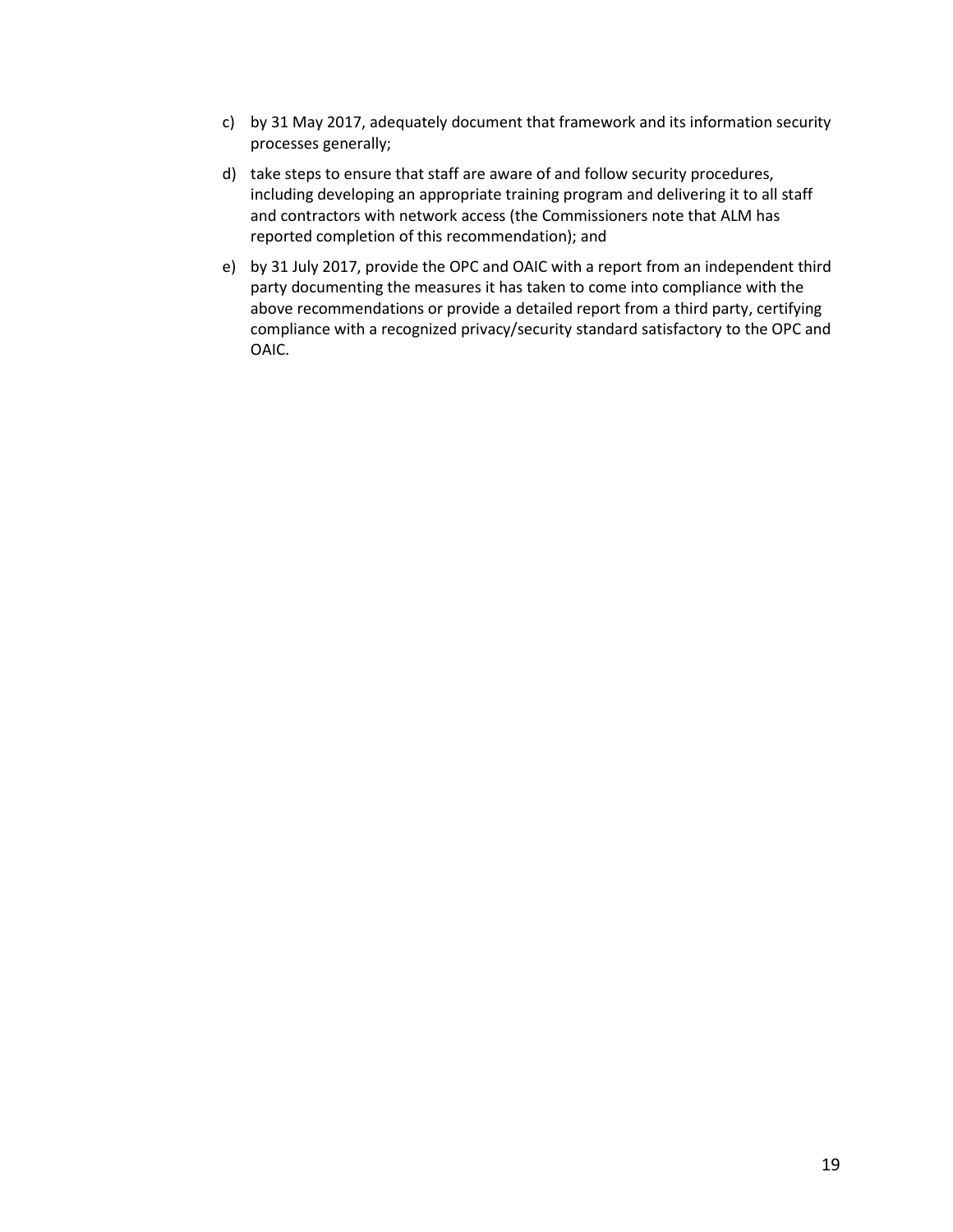c) by 31 May 2017, adequately document that framework and its information security processes generally;

d) take steps to ensure that staff are aware of and follow security procedures, including developing an appropriate training program and delivering it to all staff and contractors with network access (the Commissioners note that ALM has reported completion of this recommendation); and

e) by 31 July 2017, provide the OPC and OAIC with a report from an independent third party documenting the measures it has taken to come into compliance with the above recommendations or provide a detailed report from a third party, certifying compliance with a recognized privacy/security standard satisfactory to the OPC and OAIC.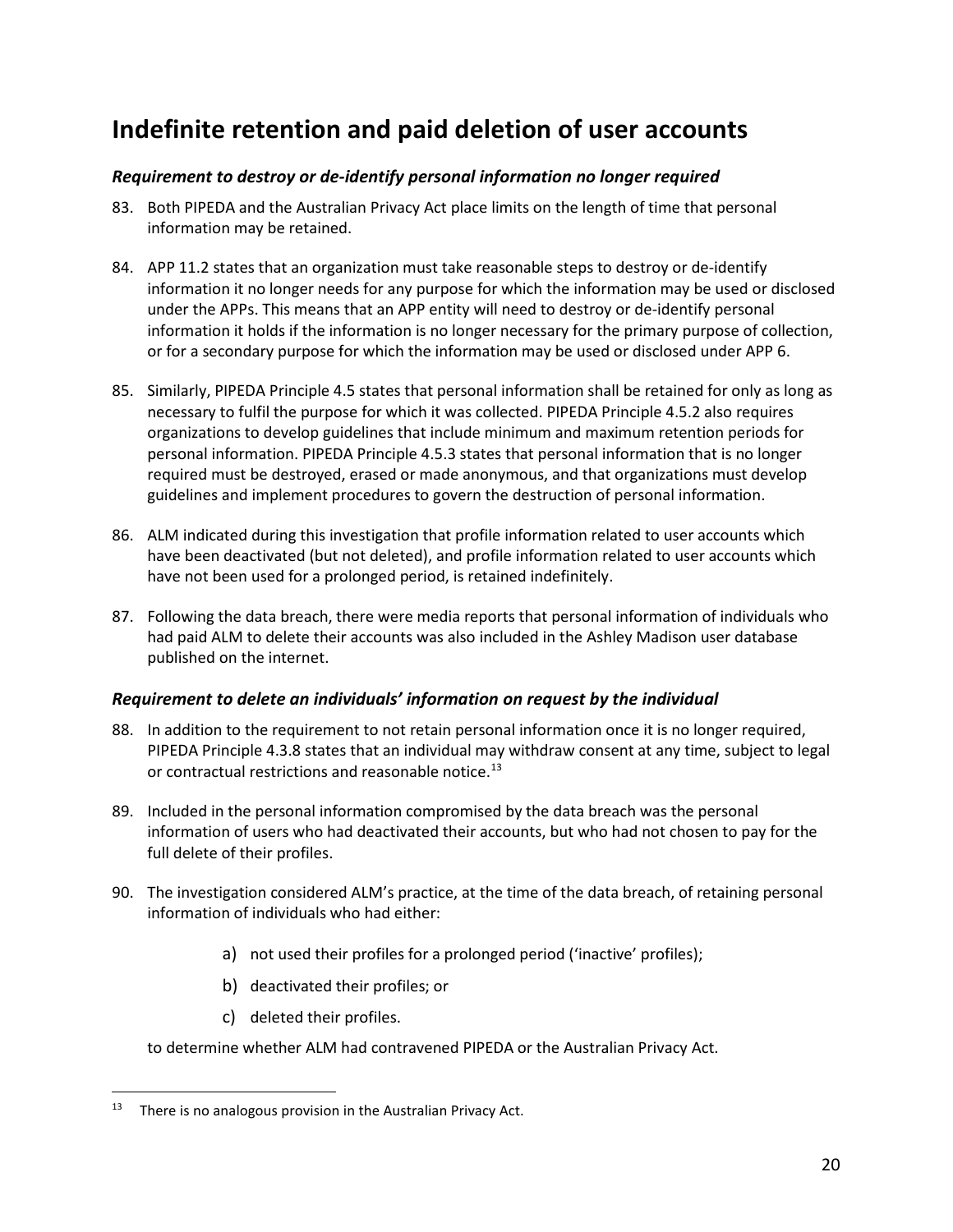## Indefinite retention and paid deletion of user accounts

### *Requirement to destroy or de-identify personal information no longer required*

83. Both PIPEDA and the Australian Privacy Act place limits on the length of time that personal information may be retained.

84. APP 11.2 states that an organization must take reasonable steps to destroy or de-identify information it no longer needs for any purpose for which the information may be used or disclosed under the APPs. This means that an APP entity will need to destroy or de-identify personal information it holds if the information is no longer necessary for the primary purpose of collection, or for a secondary purpose for which the information may be used or disclosed under APP 6.

85. Similarly, PIPEDA Principle 4.5 states that personal information shall be retained for only as long as necessary to fulfil the purpose for which it was collected. PIPEDA Principle 4.5.2 also requires organizations to develop guidelines that include minimum and maximum retention periods for personal information. PIPEDA Principle 4.5.3 states that personal information that is no longer required must be destroyed, erased or made anonymous, and that organizations must develop guidelines and implement procedures to govern the destruction of personal information.

86. ALM indicated during this investigation that profile information related to user accounts which have been deactivated (but not deleted), and profile information related to user accounts which have not been used for a prolonged period, is retained indefinitely.

87. Following the data breach, there were media reports that personal information of individuals who had paid ALM to delete their accounts was also included in the Ashley Madison user database published on the internet.

### *Requirement to delete an individuals' information on request by the individual*

88. In addition to the requirement to not retain personal information once it is no longer required, PIPEDA Principle 4.3.8 states that an individual may withdraw consent at any time, subject to legal or contractual restrictions and reasonable notice.[13]

89. Included in the personal information compromised by the data breach was the personal information of users who had deactivated their accounts, but who had not chosen to pay for the full delete of their profiles.

90. The investigation considered ALM's practice, at the time of the data breach, of retaining personal information of individuals who had either:

    a) not used their profiles for a prolonged period ('inactive' profiles);

    b) deactivated their profiles; or

    c) deleted their profiles.

    to determine whether ALM had contravened PIPEDA or the Australian Privacy Act.

---

[13] There is no analogous provision in the Australian Privacy Act.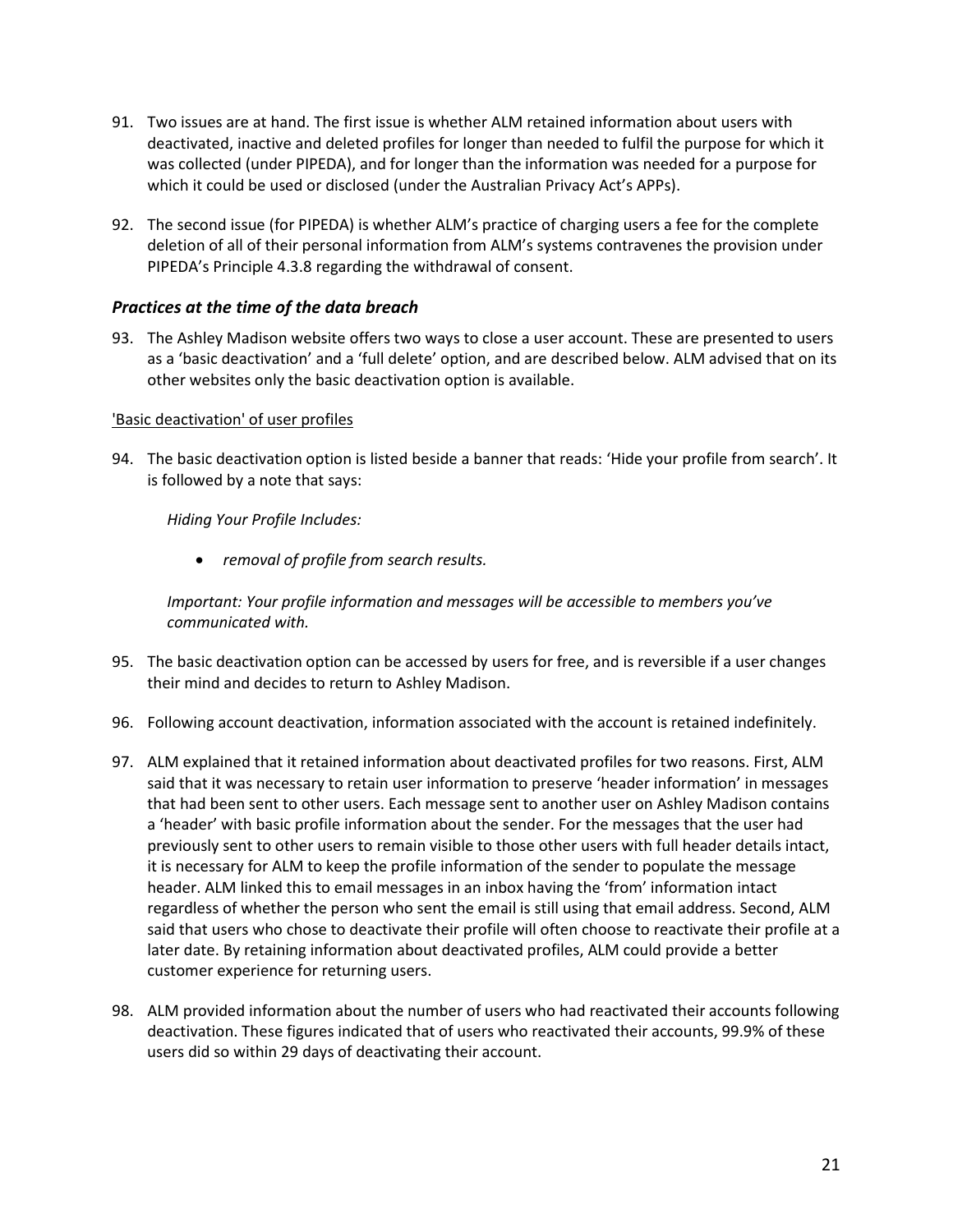91. Two issues are at hand. The first issue is whether ALM retained information about users with deactivated, inactive and deleted profiles for longer than needed to fulfil the purpose for which it was collected (under PIPEDA), and for longer than the information was needed for a purpose for which it could be used or disclosed (under the Australian Privacy Act's APPs).

92. The second issue (for PIPEDA) is whether ALM's practice of charging users a fee for the complete deletion of all of their personal information from ALM's systems contravenes the provision under PIPEDA's Principle 4.3.8 regarding the withdrawal of consent.

### *Practices at the time of the data breach*

93. The Ashley Madison website offers two ways to close a user account. These are presented to users as a 'basic deactivation' and a 'full delete' option, and are described below. ALM advised that on its other websites only the basic deactivation option is available.

<u>'Basic deactivation' of user profiles</u>

94. The basic deactivation option is listed beside a banner that reads: 'Hide your profile from search'. It is followed by a note that says:

    *Hiding Your Profile Includes:*

    - *removal of profile from search results.*

    *Important: Your profile information and messages will be accessible to members you've communicated with.*

95. The basic deactivation option can be accessed by users for free, and is reversible if a user changes their mind and decides to return to Ashley Madison.

96. Following account deactivation, information associated with the account is retained indefinitely.

97. ALM explained that it retained information about deactivated profiles for two reasons. First, ALM said that it was necessary to retain user information to preserve 'header information' in messages that had been sent to other users. Each message sent to another user on Ashley Madison contains a 'header' with basic profile information about the sender. For the messages that the user had previously sent to other users to remain visible to those other users with full header details intact, it is necessary for ALM to keep the profile information of the sender to populate the message header. ALM linked this to email messages in an inbox having the 'from' information intact regardless of whether the person who sent the email is still using that email address. Second, ALM said that users who chose to deactivate their profile will often choose to reactivate their profile at a later date. By retaining information about deactivated profiles, ALM could provide a better customer experience for returning users.

98. ALM provided information about the number of users who had reactivated their accounts following deactivation. These figures indicated that of users who reactivated their accounts, 99.9% of these users did so within 29 days of deactivating their account.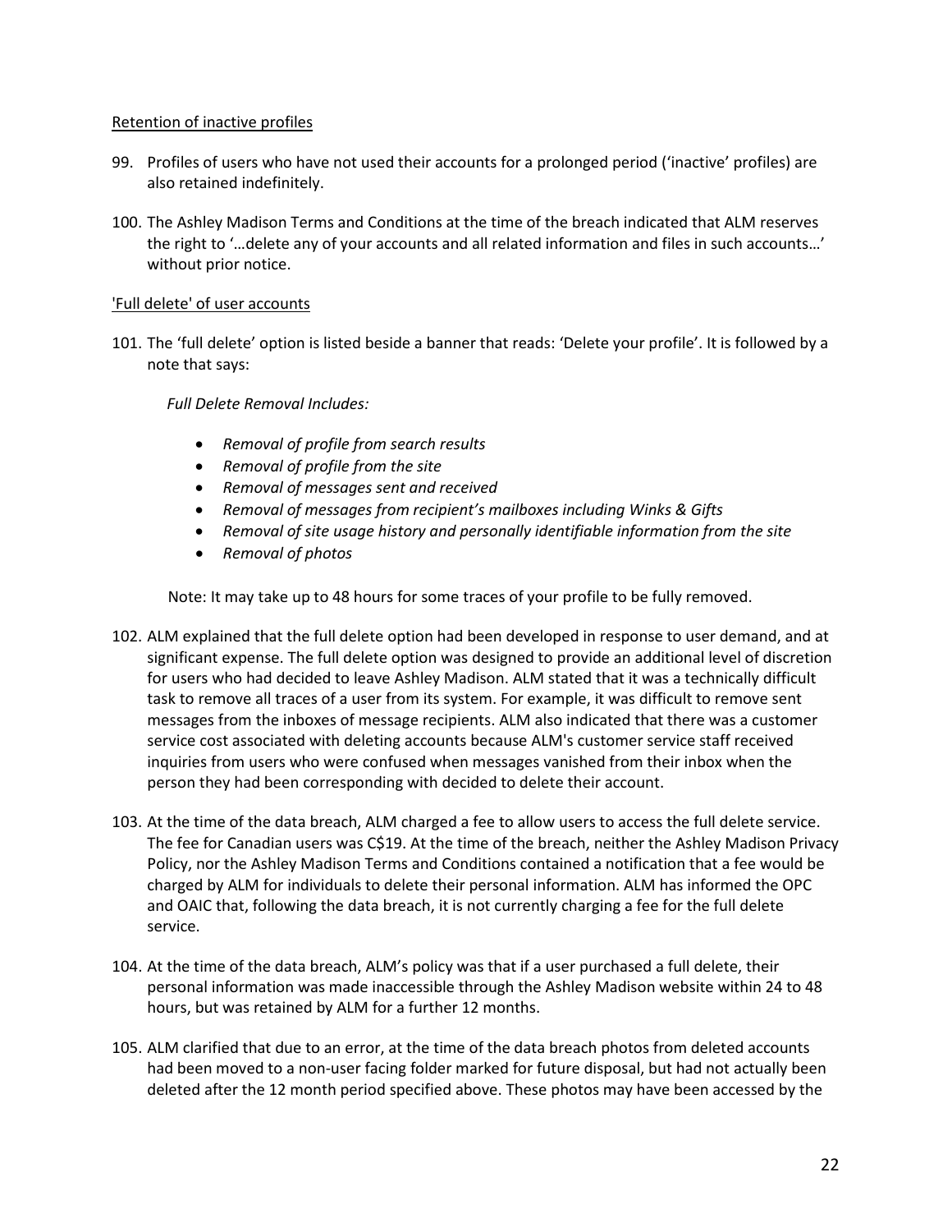Retention of inactive profiles

99. Profiles of users who have not used their accounts for a prolonged period ('inactive' profiles) are also retained indefinitely.

100. The Ashley Madison Terms and Conditions at the time of the breach indicated that ALM reserves the right to '…delete any of your accounts and all related information and files in such accounts…' without prior notice.

'Full delete' of user accounts

101. The 'full delete' option is listed beside a banner that reads: 'Delete your profile'. It is followed by a note that says:

  *Full Delete Removal Includes:*

  - *Removal of profile from search results*
  - *Removal of profile from the site*
  - *Removal of messages sent and received*
  - *Removal of messages from recipient's mailboxes including Winks & Gifts*
  - *Removal of site usage history and personally identifiable information from the site*
  - *Removal of photos*

  Note: It may take up to 48 hours for some traces of your profile to be fully removed.

102. ALM explained that the full delete option had been developed in response to user demand, and at significant expense. The full delete option was designed to provide an additional level of discretion for users who had decided to leave Ashley Madison. ALM stated that it was a technically difficult task to remove all traces of a user from its system. For example, it was difficult to remove sent messages from the inboxes of message recipients. ALM also indicated that there was a customer service cost associated with deleting accounts because ALM's customer service staff received inquiries from users who were confused when messages vanished from their inbox when the person they had been corresponding with decided to delete their account.

103. At the time of the data breach, ALM charged a fee to allow users to access the full delete service. The fee for Canadian users was C$19. At the time of the breach, neither the Ashley Madison Privacy Policy, nor the Ashley Madison Terms and Conditions contained a notification that a fee would be charged by ALM for individuals to delete their personal information. ALM has informed the OPC and OAIC that, following the data breach, it is not currently charging a fee for the full delete service.

104. At the time of the data breach, ALM's policy was that if a user purchased a full delete, their personal information was made inaccessible through the Ashley Madison website within 24 to 48 hours, but was retained by ALM for a further 12 months.

105. ALM clarified that due to an error, at the time of the data breach photos from deleted accounts had been moved to a non-user facing folder marked for future disposal, but had not actually been deleted after the 12 month period specified above. These photos may have been accessed by the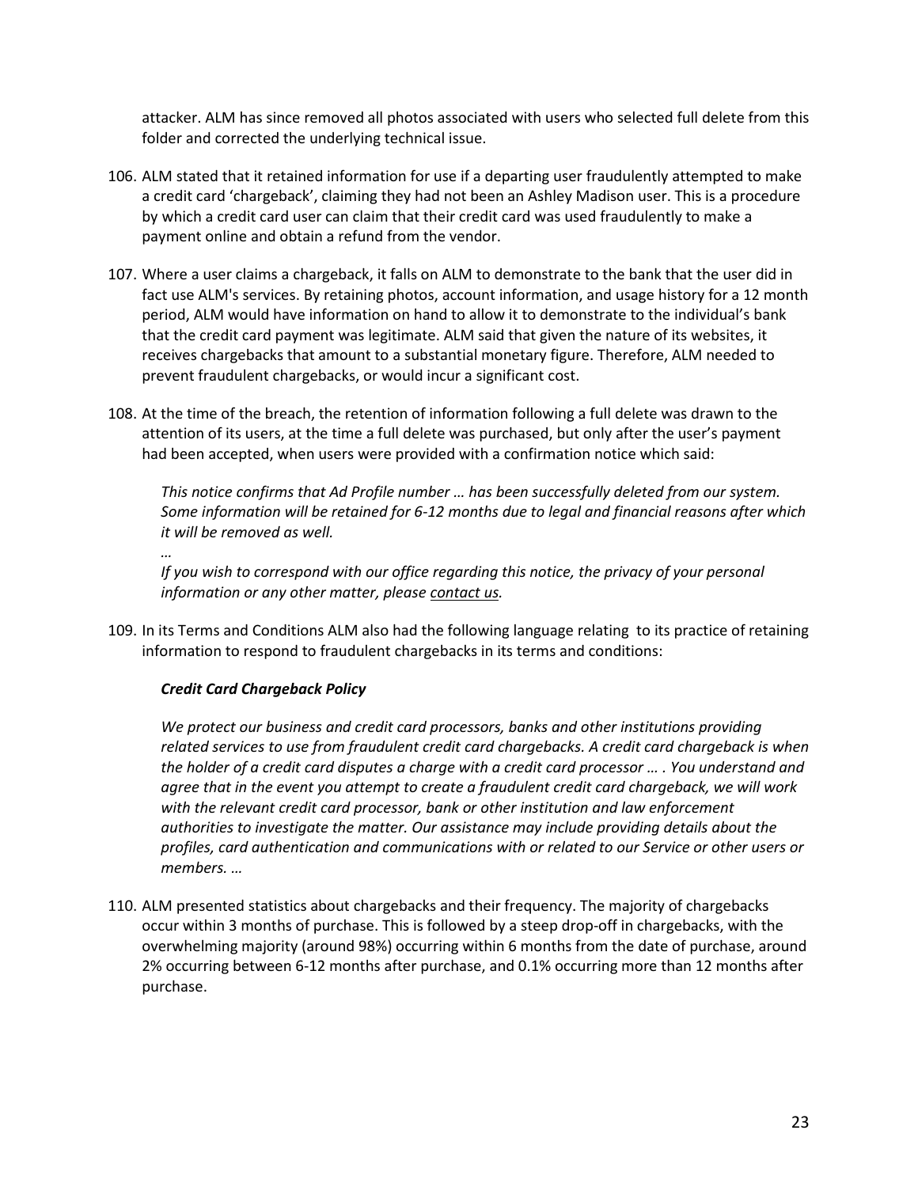attacker. ALM has since removed all photos associated with users who selected full delete from this folder and corrected the underlying technical issue.

106. ALM stated that it retained information for use if a departing user fraudulently attempted to make a credit card 'chargeback', claiming they had not been an Ashley Madison user. This is a procedure by which a credit card user can claim that their credit card was used fraudulently to make a payment online and obtain a refund from the vendor.

107. Where a user claims a chargeback, it falls on ALM to demonstrate to the bank that the user did in fact use ALM's services. By retaining photos, account information, and usage history for a 12 month period, ALM would have information on hand to allow it to demonstrate to the individual's bank that the credit card payment was legitimate. ALM said that given the nature of its websites, it receives chargebacks that amount to a substantial monetary figure. Therefore, ALM needed to prevent fraudulent chargebacks, or would incur a significant cost.

108. At the time of the breach, the retention of information following a full delete was drawn to the attention of its users, at the time a full delete was purchased, but only after the user's payment had been accepted, when users were provided with a confirmation notice which said:

    *This notice confirms that Ad Profile number … has been successfully deleted from our system. Some information will be retained for 6-12 months due to legal and financial reasons after which it will be removed as well.*

    *…*

    *If you wish to correspond with our office regarding this notice, the privacy of your personal information or any other matter, please contact us.*

109. In its Terms and Conditions ALM also had the following language relating to its practice of retaining information to respond to fraudulent chargebacks in its terms and conditions:

    ***Credit Card Chargeback Policy***

    *We protect our business and credit card processors, banks and other institutions providing related services to use from fraudulent credit card chargebacks. A credit card chargeback is when the holder of a credit card disputes a charge with a credit card processor … . You understand and agree that in the event you attempt to create a fraudulent credit card chargeback, we will work with the relevant credit card processor, bank or other institution and law enforcement authorities to investigate the matter. Our assistance may include providing details about the profiles, card authentication and communications with or related to our Service or other users or members. …*

110. ALM presented statistics about chargebacks and their frequency. The majority of chargebacks occur within 3 months of purchase. This is followed by a steep drop-off in chargebacks, with the overwhelming majority (around 98%) occurring within 6 months from the date of purchase, around 2% occurring between 6-12 months after purchase, and 0.1% occurring more than 12 months after purchase.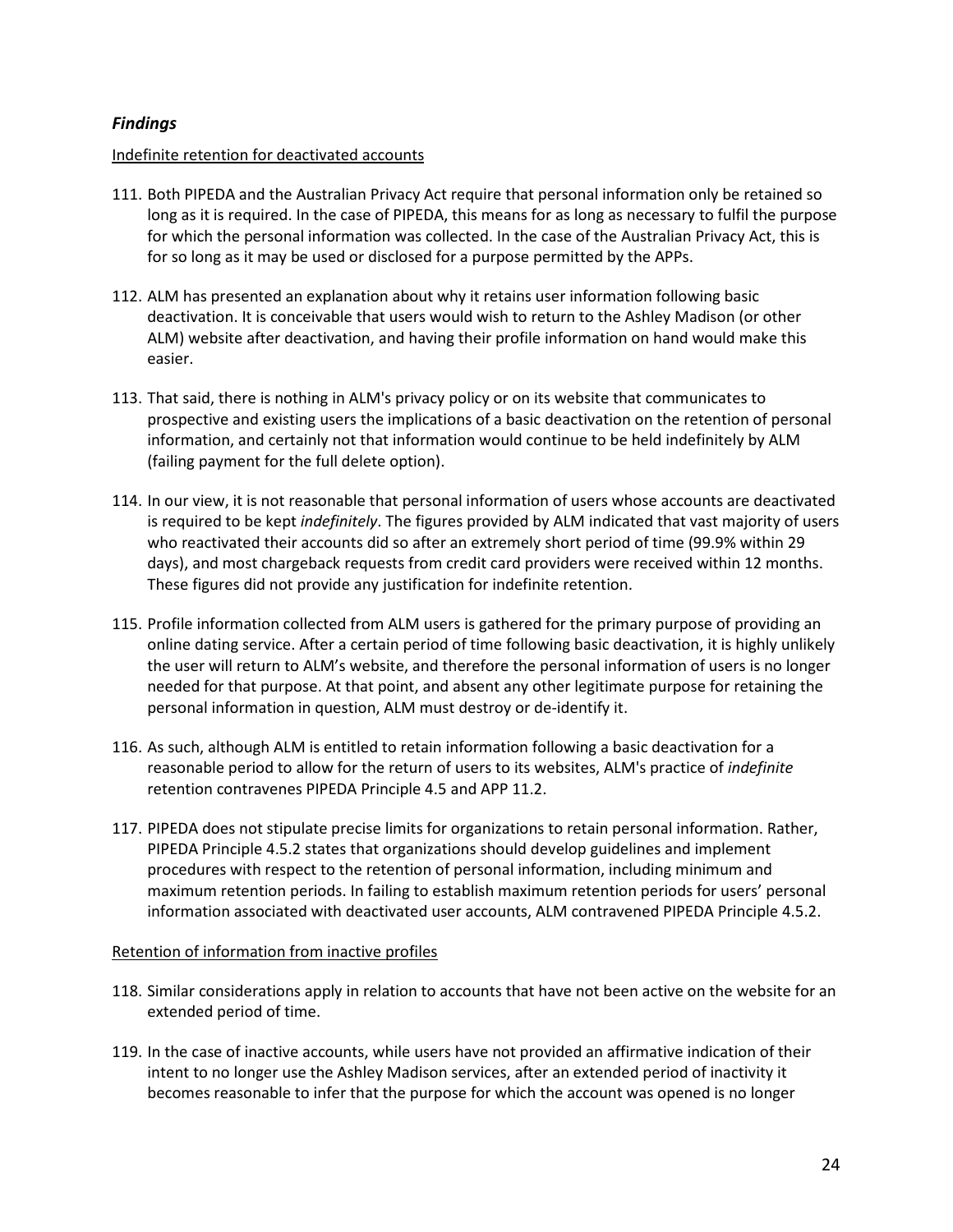### *Findings*

<u>Indefinite retention for deactivated accounts</u>

111. Both PIPEDA and the Australian Privacy Act require that personal information only be retained so long as it is required. In the case of PIPEDA, this means for as long as necessary to fulfil the purpose for which the personal information was collected. In the case of the Australian Privacy Act, this is for so long as it may be used or disclosed for a purpose permitted by the APPs.

112. ALM has presented an explanation about why it retains user information following basic deactivation. It is conceivable that users would wish to return to the Ashley Madison (or other ALM) website after deactivation, and having their profile information on hand would make this easier.

113. That said, there is nothing in ALM's privacy policy or on its website that communicates to prospective and existing users the implications of a basic deactivation on the retention of personal information, and certainly not that information would continue to be held indefinitely by ALM (failing payment for the full delete option).

114. In our view, it is not reasonable that personal information of users whose accounts are deactivated is required to be kept *indefinitely*. The figures provided by ALM indicated that vast majority of users who reactivated their accounts did so after an extremely short period of time (99.9% within 29 days), and most chargeback requests from credit card providers were received within 12 months. These figures did not provide any justification for indefinite retention.

115. Profile information collected from ALM users is gathered for the primary purpose of providing an online dating service. After a certain period of time following basic deactivation, it is highly unlikely the user will return to ALM's website, and therefore the personal information of users is no longer needed for that purpose. At that point, and absent any other legitimate purpose for retaining the personal information in question, ALM must destroy or de-identify it.

116. As such, although ALM is entitled to retain information following a basic deactivation for a reasonable period to allow for the return of users to its websites, ALM's practice of *indefinite* retention contravenes PIPEDA Principle 4.5 and APP 11.2.

117. PIPEDA does not stipulate precise limits for organizations to retain personal information. Rather, PIPEDA Principle 4.5.2 states that organizations should develop guidelines and implement procedures with respect to the retention of personal information, including minimum and maximum retention periods. In failing to establish maximum retention periods for users' personal information associated with deactivated user accounts, ALM contravened PIPEDA Principle 4.5.2.

<u>Retention of information from inactive profiles</u>

118. Similar considerations apply in relation to accounts that have not been active on the website for an extended period of time.

119. In the case of inactive accounts, while users have not provided an affirmative indication of their intent to no longer use the Ashley Madison services, after an extended period of inactivity it becomes reasonable to infer that the purpose for which the account was opened is no longer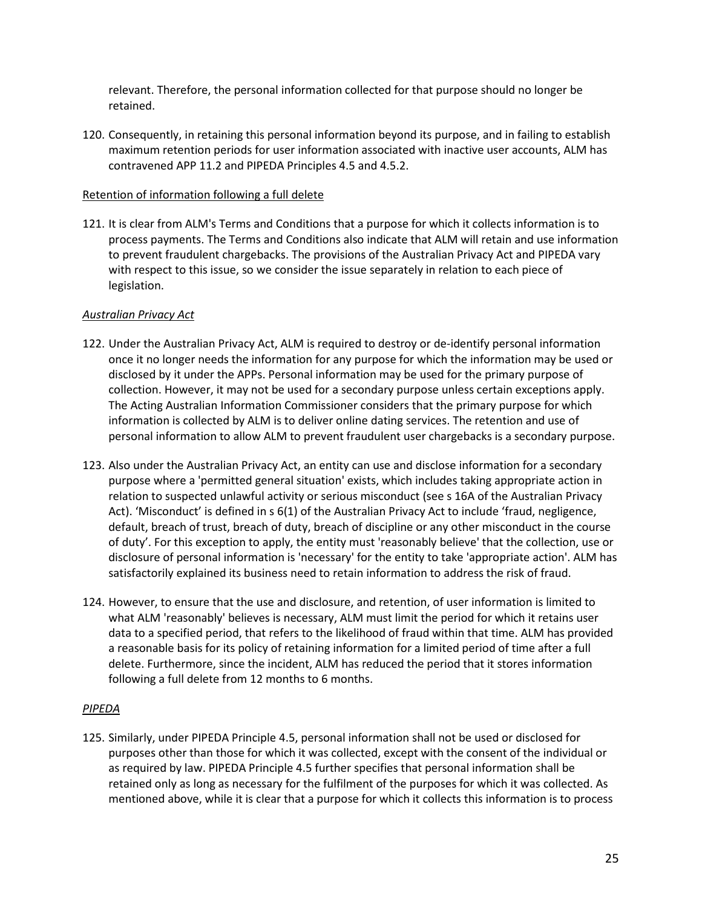relevant. Therefore, the personal information collected for that purpose should no longer be retained.

120. Consequently, in retaining this personal information beyond its purpose, and in failing to establish maximum retention periods for user information associated with inactive user accounts, ALM has contravened APP 11.2 and PIPEDA Principles 4.5 and 4.5.2.

Retention of information following a full delete

121. It is clear from ALM's Terms and Conditions that a purpose for which it collects information is to process payments. The Terms and Conditions also indicate that ALM will retain and use information to prevent fraudulent chargebacks. The provisions of the Australian Privacy Act and PIPEDA vary with respect to this issue, so we consider the issue separately in relation to each piece of legislation.

*Australian Privacy Act*

122. Under the Australian Privacy Act, ALM is required to destroy or de-identify personal information once it no longer needs the information for any purpose for which the information may be used or disclosed by it under the APPs. Personal information may be used for the primary purpose of collection. However, it may not be used for a secondary purpose unless certain exceptions apply. The Acting Australian Information Commissioner considers that the primary purpose for which information is collected by ALM is to deliver online dating services. The retention and use of personal information to allow ALM to prevent fraudulent user chargebacks is a secondary purpose.

123. Also under the Australian Privacy Act, an entity can use and disclose information for a secondary purpose where a 'permitted general situation' exists, which includes taking appropriate action in relation to suspected unlawful activity or serious misconduct (see s 16A of the Australian Privacy Act). 'Misconduct' is defined in s 6(1) of the Australian Privacy Act to include 'fraud, negligence, default, breach of trust, breach of duty, breach of discipline or any other misconduct in the course of duty'. For this exception to apply, the entity must 'reasonably believe' that the collection, use or disclosure of personal information is 'necessary' for the entity to take 'appropriate action'. ALM has satisfactorily explained its business need to retain information to address the risk of fraud.

124. However, to ensure that the use and disclosure, and retention, of user information is limited to what ALM 'reasonably' believes is necessary, ALM must limit the period for which it retains user data to a specified period, that refers to the likelihood of fraud within that time. ALM has provided a reasonable basis for its policy of retaining information for a limited period of time after a full delete. Furthermore, since the incident, ALM has reduced the period that it stores information following a full delete from 12 months to 6 months.

*PIPEDA*

125. Similarly, under PIPEDA Principle 4.5, personal information shall not be used or disclosed for purposes other than those for which it was collected, except with the consent of the individual or as required by law. PIPEDA Principle 4.5 further specifies that personal information shall be retained only as long as necessary for the fulfilment of the purposes for which it was collected. As mentioned above, while it is clear that a purpose for which it collects this information is to process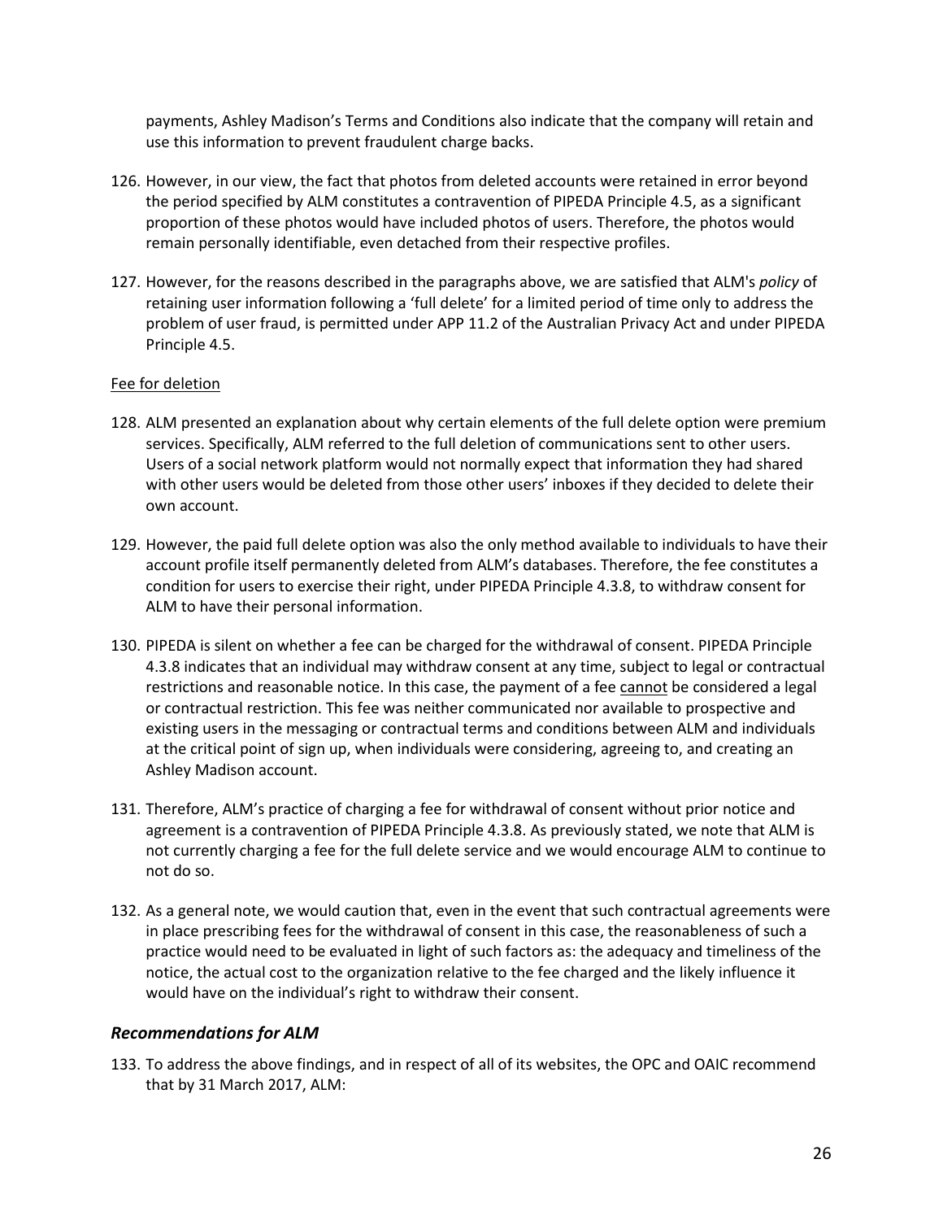payments, Ashley Madison's Terms and Conditions also indicate that the company will retain and use this information to prevent fraudulent charge backs.

126. However, in our view, the fact that photos from deleted accounts were retained in error beyond the period specified by ALM constitutes a contravention of PIPEDA Principle 4.5, as a significant proportion of these photos would have included photos of users. Therefore, the photos would remain personally identifiable, even detached from their respective profiles.

127. However, for the reasons described in the paragraphs above, we are satisfied that ALM's *policy* of retaining user information following a 'full delete' for a limited period of time only to address the problem of user fraud, is permitted under APP 11.2 of the Australian Privacy Act and under PIPEDA Principle 4.5.

Fee for deletion

128. ALM presented an explanation about why certain elements of the full delete option were premium services. Specifically, ALM referred to the full deletion of communications sent to other users. Users of a social network platform would not normally expect that information they had shared with other users would be deleted from those other users' inboxes if they decided to delete their own account.

129. However, the paid full delete option was also the only method available to individuals to have their account profile itself permanently deleted from ALM's databases. Therefore, the fee constitutes a condition for users to exercise their right, under PIPEDA Principle 4.3.8, to withdraw consent for ALM to have their personal information.

130. PIPEDA is silent on whether a fee can be charged for the withdrawal of consent. PIPEDA Principle 4.3.8 indicates that an individual may withdraw consent at any time, subject to legal or contractual restrictions and reasonable notice. In this case, the payment of a fee cannot be considered a legal or contractual restriction. This fee was neither communicated nor available to prospective and existing users in the messaging or contractual terms and conditions between ALM and individuals at the critical point of sign up, when individuals were considering, agreeing to, and creating an Ashley Madison account.

131. Therefore, ALM's practice of charging a fee for withdrawal of consent without prior notice and agreement is a contravention of PIPEDA Principle 4.3.8. As previously stated, we note that ALM is not currently charging a fee for the full delete service and we would encourage ALM to continue to not do so.

132. As a general note, we would caution that, even in the event that such contractual agreements were in place prescribing fees for the withdrawal of consent in this case, the reasonableness of such a practice would need to be evaluated in light of such factors as: the adequacy and timeliness of the notice, the actual cost to the organization relative to the fee charged and the likely influence it would have on the individual's right to withdraw their consent.

### *Recommendations for ALM*

133. To address the above findings, and in respect of all of its websites, the OPC and OAIC recommend that by 31 March 2017, ALM: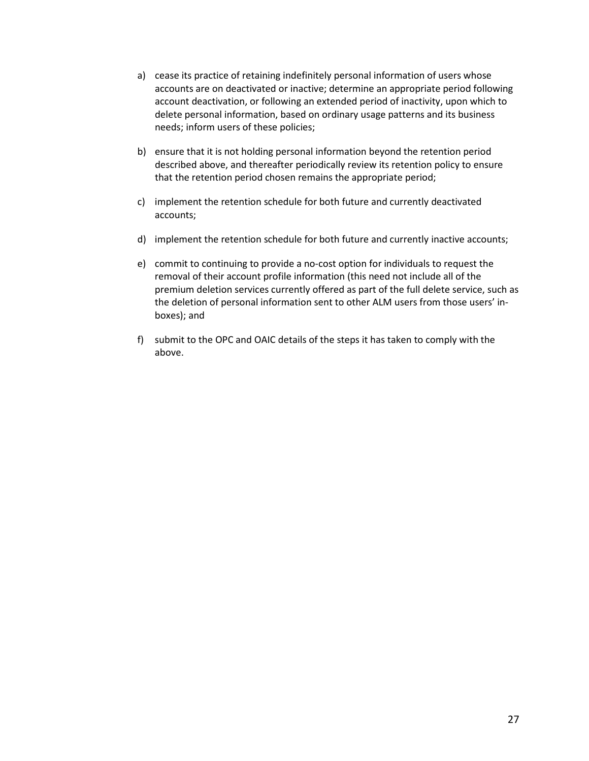a) cease its practice of retaining indefinitely personal information of users whose accounts are on deactivated or inactive; determine an appropriate period following account deactivation, or following an extended period of inactivity, upon which to delete personal information, based on ordinary usage patterns and its business needs; inform users of these policies;

b) ensure that it is not holding personal information beyond the retention period described above, and thereafter periodically review its retention policy to ensure that the retention period chosen remains the appropriate period;

c) implement the retention schedule for both future and currently deactivated accounts;

d) implement the retention schedule for both future and currently inactive accounts;

e) commit to continuing to provide a no-cost option for individuals to request the removal of their account profile information (this need not include all of the premium deletion services currently offered as part of the full delete service, such as the deletion of personal information sent to other ALM users from those users' in-boxes); and

f) submit to the OPC and OAIC details of the steps it has taken to comply with the above.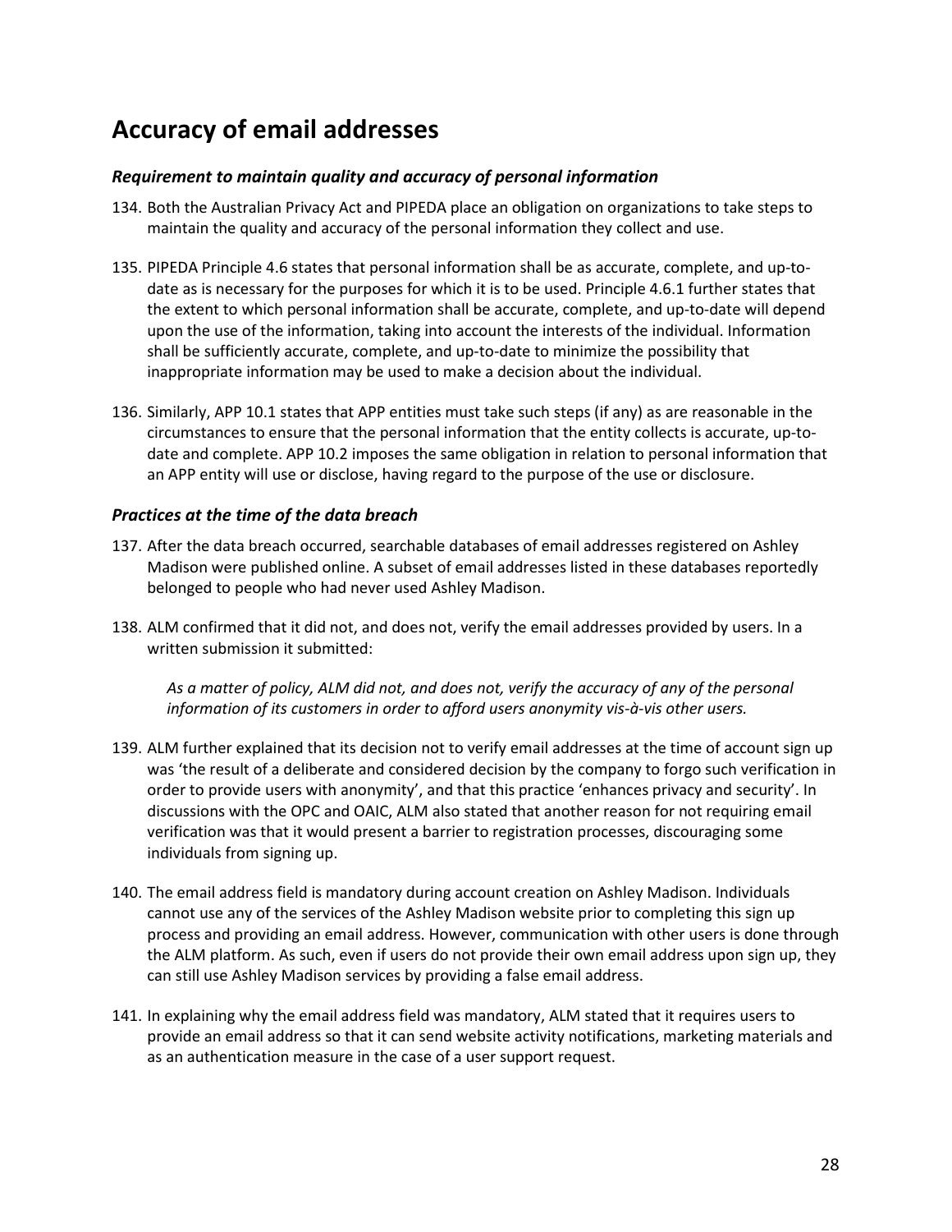## Accuracy of email addresses

### *Requirement to maintain quality and accuracy of personal information*

134. Both the Australian Privacy Act and PIPEDA place an obligation on organizations to take steps to maintain the quality and accuracy of the personal information they collect and use.

135. PIPEDA Principle 4.6 states that personal information shall be as accurate, complete, and up-to-date as is necessary for the purposes for which it is to be used. Principle 4.6.1 further states that the extent to which personal information shall be accurate, complete, and up-to-date will depend upon the use of the information, taking into account the interests of the individual. Information shall be sufficiently accurate, complete, and up-to-date to minimize the possibility that inappropriate information may be used to make a decision about the individual.

136. Similarly, APP 10.1 states that APP entities must take such steps (if any) as are reasonable in the circumstances to ensure that the personal information that the entity collects is accurate, up-to-date and complete. APP 10.2 imposes the same obligation in relation to personal information that an APP entity will use or disclose, having regard to the purpose of the use or disclosure.

### *Practices at the time of the data breach*

137. After the data breach occurred, searchable databases of email addresses registered on Ashley Madison were published online. A subset of email addresses listed in these databases reportedly belonged to people who had never used Ashley Madison.

138. ALM confirmed that it did not, and does not, verify the email addresses provided by users. In a written submission it submitted:

    > *As a matter of policy, ALM did not, and does not, verify the accuracy of any of the personal information of its customers in order to afford users anonymity vis-à-vis other users.*

139. ALM further explained that its decision not to verify email addresses at the time of account sign up was 'the result of a deliberate and considered decision by the company to forgo such verification in order to provide users with anonymity', and that this practice 'enhances privacy and security'. In discussions with the OPC and OAIC, ALM also stated that another reason for not requiring email verification was that it would present a barrier to registration processes, discouraging some individuals from signing up.

140. The email address field is mandatory during account creation on Ashley Madison. Individuals cannot use any of the services of the Ashley Madison website prior to completing this sign up process and providing an email address. However, communication with other users is done through the ALM platform. As such, even if users do not provide their own email address upon sign up, they can still use Ashley Madison services by providing a false email address.

141. In explaining why the email address field was mandatory, ALM stated that it requires users to provide an email address so that it can send website activity notifications, marketing materials and as an authentication measure in the case of a user support request.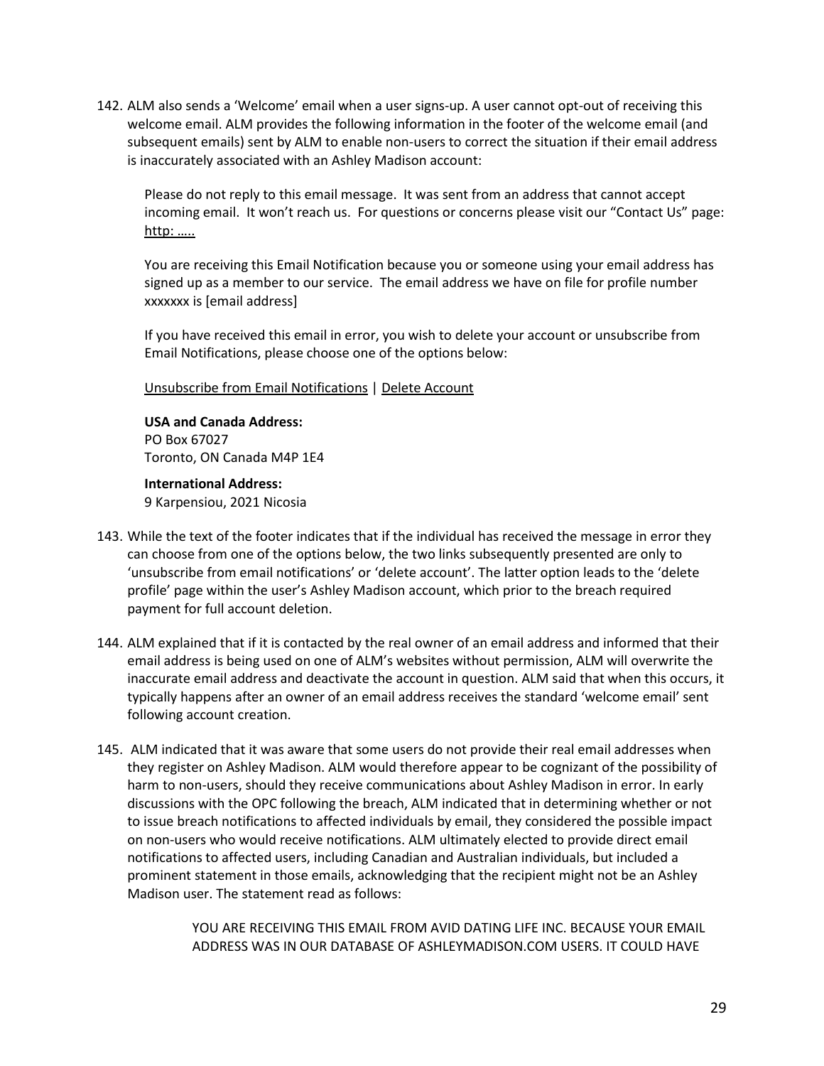142. ALM also sends a 'Welcome' email when a user signs-up. A user cannot opt-out of receiving this welcome email. ALM provides the following information in the footer of the welcome email (and subsequent emails) sent by ALM to enable non-users to correct the situation if their email address is inaccurately associated with an Ashley Madison account:

> Please do not reply to this email message. It was sent from an address that cannot accept incoming email. It won't reach us. For questions or concerns please visit our "Contact Us" page: http: …..
>
> You are receiving this Email Notification because you or someone using your email address has signed up as a member to our service. The email address we have on file for profile number xxxxxxx is [email address]
>
> If you have received this email in error, you wish to delete your account or unsubscribe from Email Notifications, please choose one of the options below:
>
> Unsubscribe from Email Notifications | Delete Account
>
> **USA and Canada Address:**
> PO Box 67027
> Toronto, ON Canada M4P 1E4
>
> **International Address:**
> 9 Karpensiou, 2021 Nicosia

143. While the text of the footer indicates that if the individual has received the message in error they can choose from one of the options below, the two links subsequently presented are only to 'unsubscribe from email notifications' or 'delete account'. The latter option leads to the 'delete profile' page within the user's Ashley Madison account, which prior to the breach required payment for full account deletion.

144. ALM explained that if it is contacted by the real owner of an email address and informed that their email address is being used on one of ALM's websites without permission, ALM will overwrite the inaccurate email address and deactivate the account in question. ALM said that when this occurs, it typically happens after an owner of an email address receives the standard 'welcome email' sent following account creation.

145. ALM indicated that it was aware that some users do not provide their real email addresses when they register on Ashley Madison. ALM would therefore appear to be cognizant of the possibility of harm to non-users, should they receive communications about Ashley Madison in error. In early discussions with the OPC following the breach, ALM indicated that in determining whether or not to issue breach notifications to affected individuals by email, they considered the possible impact on non-users who would receive notifications. ALM ultimately elected to provide direct email notifications to affected users, including Canadian and Australian individuals, but included a prominent statement in those emails, acknowledging that the recipient might not be an Ashley Madison user. The statement read as follows:

> YOU ARE RECEIVING THIS EMAIL FROM AVID DATING LIFE INC. BECAUSE YOUR EMAIL ADDRESS WAS IN OUR DATABASE OF ASHLEYMADISON.COM USERS. IT COULD HAVE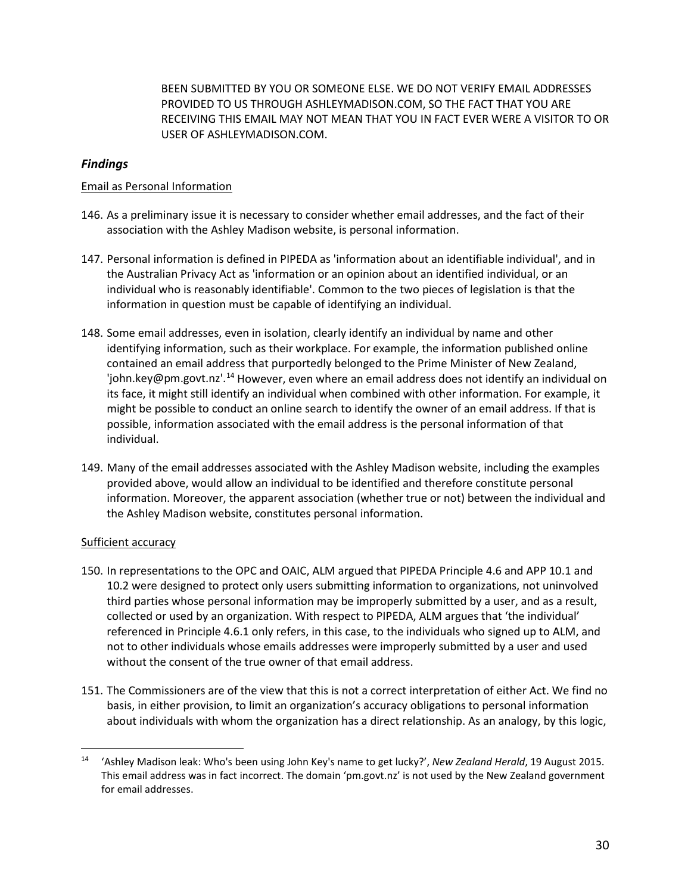BEEN SUBMITTED BY YOU OR SOMEONE ELSE. WE DO NOT VERIFY EMAIL ADDRESSES PROVIDED TO US THROUGH ASHLEYMADISON.COM, SO THE FACT THAT YOU ARE RECEIVING THIS EMAIL MAY NOT MEAN THAT YOU IN FACT EVER WERE A VISITOR TO OR USER OF ASHLEYMADISON.COM.

### *Findings*

Email as Personal Information

146. As a preliminary issue it is necessary to consider whether email addresses, and the fact of their association with the Ashley Madison website, is personal information.

147. Personal information is defined in PIPEDA as 'information about an identifiable individual', and in the Australian Privacy Act as 'information or an opinion about an identified individual, or an individual who is reasonably identifiable'. Common to the two pieces of legislation is that the information in question must be capable of identifying an individual.

148. Some email addresses, even in isolation, clearly identify an individual by name and other identifying information, such as their workplace. For example, the information published online contained an email address that purportedly belonged to the Prime Minister of New Zealand, 'john.key@pm.govt.nz'.[14] However, even where an email address does not identify an individual on its face, it might still identify an individual when combined with other information. For example, it might be possible to conduct an online search to identify the owner of an email address. If that is possible, information associated with the email address is the personal information of that individual.

149. Many of the email addresses associated with the Ashley Madison website, including the examples provided above, would allow an individual to be identified and therefore constitute personal information. Moreover, the apparent association (whether true or not) between the individual and the Ashley Madison website, constitutes personal information.

Sufficient accuracy

150. In representations to the OPC and OAIC, ALM argued that PIPEDA Principle 4.6 and APP 10.1 and 10.2 were designed to protect only users submitting information to organizations, not uninvolved third parties whose personal information may be improperly submitted by a user, and as a result, collected or used by an organization. With respect to PIPEDA, ALM argues that 'the individual' referenced in Principle 4.6.1 only refers, in this case, to the individuals who signed up to ALM, and not to other individuals whose emails addresses were improperly submitted by a user and used without the consent of the true owner of that email address.

151. The Commissioners are of the view that this is not a correct interpretation of either Act. We find no basis, in either provision, to limit an organization's accuracy obligations to personal information about individuals with whom the organization has a direct relationship. As an analogy, by this logic,

---

[14] 'Ashley Madison leak: Who's been using John Key's name to get lucky?', *New Zealand Herald*, 19 August 2015. This email address was in fact incorrect. The domain 'pm.govt.nz' is not used by the New Zealand government for email addresses.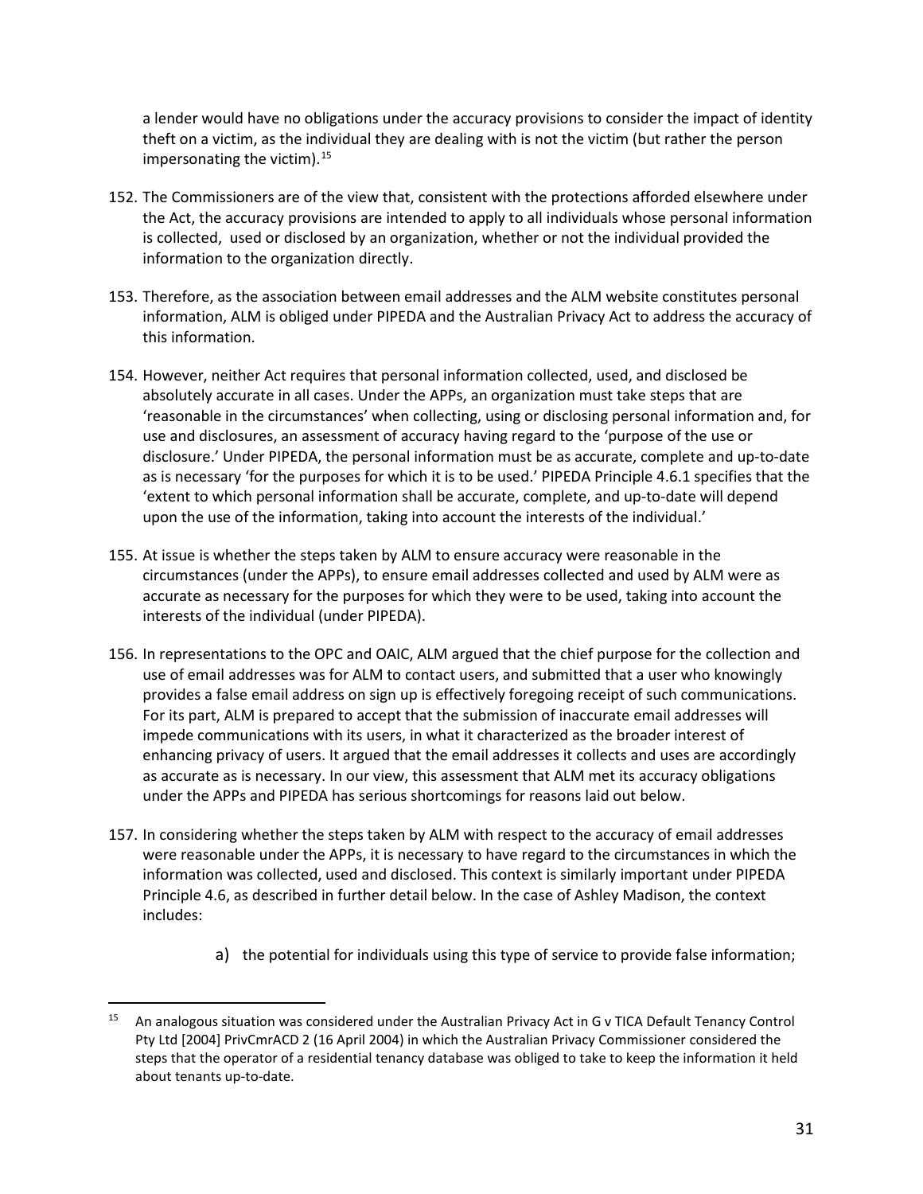a lender would have no obligations under the accuracy provisions to consider the impact of identity theft on a victim, as the individual they are dealing with is not the victim (but rather the person impersonating the victim).[15]

152. The Commissioners are of the view that, consistent with the protections afforded elsewhere under the Act, the accuracy provisions are intended to apply to all individuals whose personal information is collected, used or disclosed by an organization, whether or not the individual provided the information to the organization directly.

153. Therefore, as the association between email addresses and the ALM website constitutes personal information, ALM is obliged under PIPEDA and the Australian Privacy Act to address the accuracy of this information.

154. However, neither Act requires that personal information collected, used, and disclosed be absolutely accurate in all cases. Under the APPs, an organization must take steps that are 'reasonable in the circumstances' when collecting, using or disclosing personal information and, for use and disclosures, an assessment of accuracy having regard to the 'purpose of the use or disclosure.' Under PIPEDA, the personal information must be as accurate, complete and up-to-date as is necessary 'for the purposes for which it is to be used.' PIPEDA Principle 4.6.1 specifies that the 'extent to which personal information shall be accurate, complete, and up-to-date will depend upon the use of the information, taking into account the interests of the individual.'

155. At issue is whether the steps taken by ALM to ensure accuracy were reasonable in the circumstances (under the APPs), to ensure email addresses collected and used by ALM were as accurate as necessary for the purposes for which they were to be used, taking into account the interests of the individual (under PIPEDA).

156. In representations to the OPC and OAIC, ALM argued that the chief purpose for the collection and use of email addresses was for ALM to contact users, and submitted that a user who knowingly provides a false email address on sign up is effectively foregoing receipt of such communications. For its part, ALM is prepared to accept that the submission of inaccurate email addresses will impede communications with its users, in what it characterized as the broader interest of enhancing privacy of users. It argued that the email addresses it collects and uses are accordingly as accurate as is necessary. In our view, this assessment that ALM met its accuracy obligations under the APPs and PIPEDA has serious shortcomings for reasons laid out below.

157. In considering whether the steps taken by ALM with respect to the accuracy of email addresses were reasonable under the APPs, it is necessary to have regard to the circumstances in which the information was collected, used and disclosed. This context is similarly important under PIPEDA Principle 4.6, as described in further detail below. In the case of Ashley Madison, the context includes:

    a) the potential for individuals using this type of service to provide false information;

---

[15] An analogous situation was considered under the Australian Privacy Act in G v TICA Default Tenancy Control Pty Ltd [2004] PrivCmrACD 2 (16 April 2004) in which the Australian Privacy Commissioner considered the steps that the operator of a residential tenancy database was obliged to take to keep the information it held about tenants up-to-date.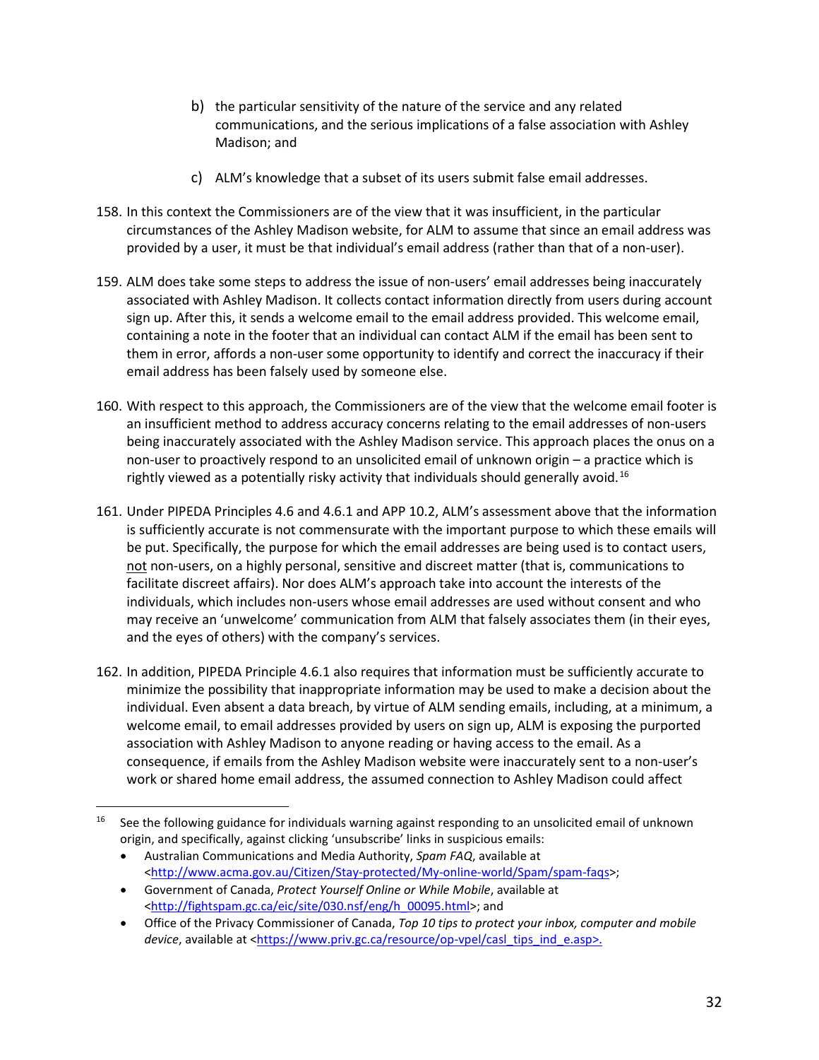b) the particular sensitivity of the nature of the service and any related communications, and the serious implications of a false association with Ashley Madison; and

c) ALM's knowledge that a subset of its users submit false email addresses.

158. In this context the Commissioners are of the view that it was insufficient, in the particular circumstances of the Ashley Madison website, for ALM to assume that since an email address was provided by a user, it must be that individual's email address (rather than that of a non-user).

159. ALM does take some steps to address the issue of non-users' email addresses being inaccurately associated with Ashley Madison. It collects contact information directly from users during account sign up. After this, it sends a welcome email to the email address provided. This welcome email, containing a note in the footer that an individual can contact ALM if the email has been sent to them in error, affords a non-user some opportunity to identify and correct the inaccuracy if their email address has been falsely used by someone else.

160. With respect to this approach, the Commissioners are of the view that the welcome email footer is an insufficient method to address accuracy concerns relating to the email addresses of non-users being inaccurately associated with the Ashley Madison service. This approach places the onus on a non-user to proactively respond to an unsolicited email of unknown origin – a practice which is rightly viewed as a potentially risky activity that individuals should generally avoid.[16]

161. Under PIPEDA Principles 4.6 and 4.6.1 and APP 10.2, ALM's assessment above that the information is sufficiently accurate is not commensurate with the important purpose to which these emails will be put. Specifically, the purpose for which the email addresses are being used is to contact users, not non-users, on a highly personal, sensitive and discreet matter (that is, communications to facilitate discreet affairs). Nor does ALM's approach take into account the interests of the individuals, which includes non-users whose email addresses are used without consent and who may receive an 'unwelcome' communication from ALM that falsely associates them (in their eyes, and the eyes of others) with the company's services.

162. In addition, PIPEDA Principle 4.6.1 also requires that information must be sufficiently accurate to minimize the possibility that inappropriate information may be used to make a decision about the individual. Even absent a data breach, by virtue of ALM sending emails, including, at a minimum, a welcome email, to email addresses provided by users on sign up, ALM is exposing the purported association with Ashley Madison to anyone reading or having access to the email. As a consequence, if emails from the Ashley Madison website were inaccurately sent to a non-user's work or shared home email address, the assumed connection to Ashley Madison could affect

---

[16] See the following guidance for individuals warning against responding to an unsolicited email of unknown origin, and specifically, against clicking 'unsubscribe' links in suspicious emails:

- Australian Communications and Media Authority, *Spam FAQ*, available at <http://www.acma.gov.au/Citizen/Stay-protected/My-online-world/Spam/spam-faqs>;
- Government of Canada, *Protect Yourself Online or While Mobile*, available at <http://fightspam.gc.ca/eic/site/030.nsf/eng/h_00095.html>; and
- Office of the Privacy Commissioner of Canada, *Top 10 tips to protect your inbox, computer and mobile device*, available at <https://www.priv.gc.ca/resource/op-vpel/casl_tips_ind_e.asp>.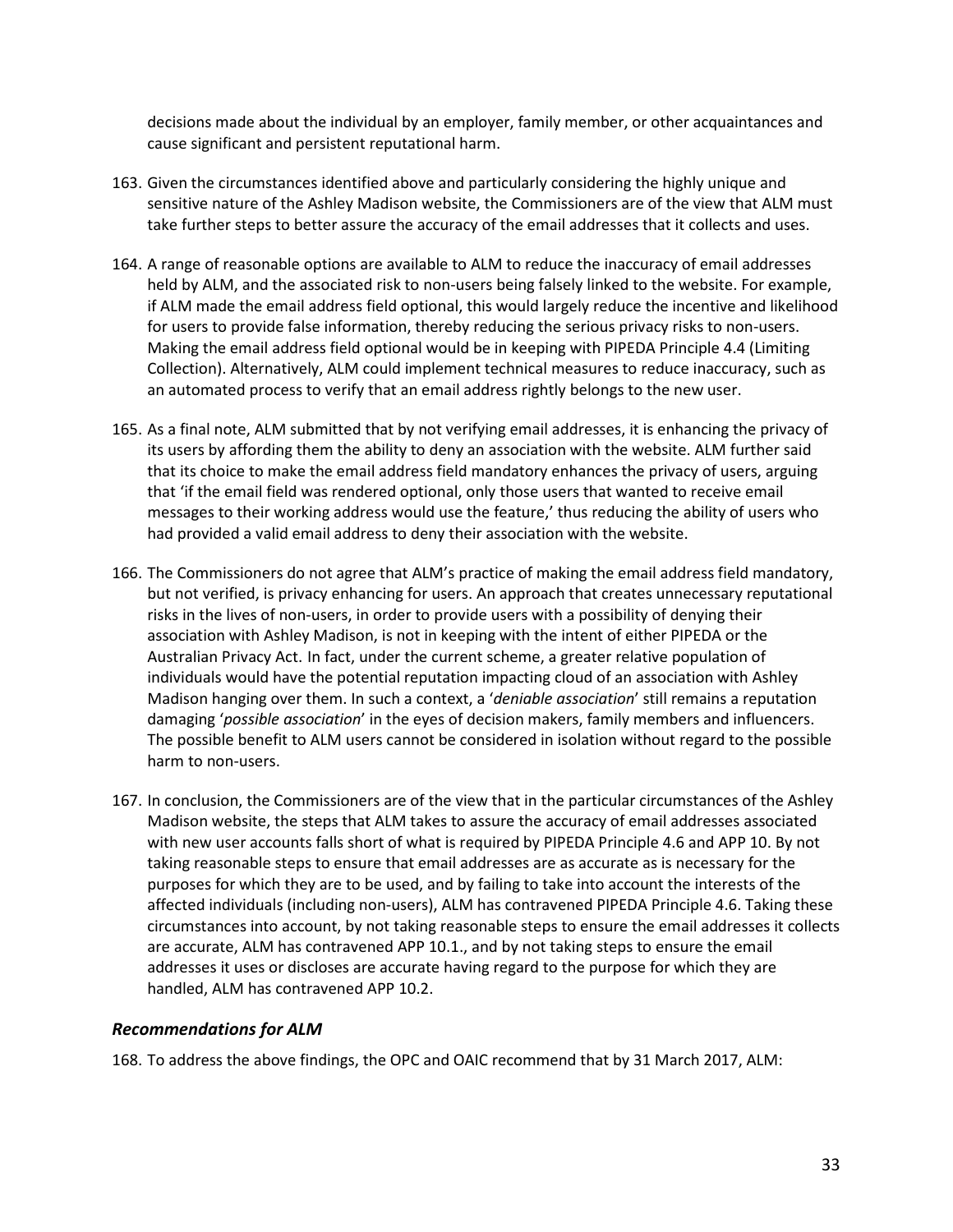decisions made about the individual by an employer, family member, or other acquaintances and cause significant and persistent reputational harm.

163. Given the circumstances identified above and particularly considering the highly unique and sensitive nature of the Ashley Madison website, the Commissioners are of the view that ALM must take further steps to better assure the accuracy of the email addresses that it collects and uses.

164. A range of reasonable options are available to ALM to reduce the inaccuracy of email addresses held by ALM, and the associated risk to non-users being falsely linked to the website. For example, if ALM made the email address field optional, this would largely reduce the incentive and likelihood for users to provide false information, thereby reducing the serious privacy risks to non-users. Making the email address field optional would be in keeping with PIPEDA Principle 4.4 (Limiting Collection). Alternatively, ALM could implement technical measures to reduce inaccuracy, such as an automated process to verify that an email address rightly belongs to the new user.

165. As a final note, ALM submitted that by not verifying email addresses, it is enhancing the privacy of its users by affording them the ability to deny an association with the website. ALM further said that its choice to make the email address field mandatory enhances the privacy of users, arguing that 'if the email field was rendered optional, only those users that wanted to receive email messages to their working address would use the feature,' thus reducing the ability of users who had provided a valid email address to deny their association with the website.

166. The Commissioners do not agree that ALM's practice of making the email address field mandatory, but not verified, is privacy enhancing for users. An approach that creates unnecessary reputational risks in the lives of non-users, in order to provide users with a possibility of denying their association with Ashley Madison, is not in keeping with the intent of either PIPEDA or the Australian Privacy Act. In fact, under the current scheme, a greater relative population of individuals would have the potential reputation impacting cloud of an association with Ashley Madison hanging over them. In such a context, a '*deniable association*' still remains a reputation damaging '*possible association*' in the eyes of decision makers, family members and influencers. The possible benefit to ALM users cannot be considered in isolation without regard to the possible harm to non-users.

167. In conclusion, the Commissioners are of the view that in the particular circumstances of the Ashley Madison website, the steps that ALM takes to assure the accuracy of email addresses associated with new user accounts falls short of what is required by PIPEDA Principle 4.6 and APP 10. By not taking reasonable steps to ensure that email addresses are as accurate as is necessary for the purposes for which they are to be used, and by failing to take into account the interests of the affected individuals (including non-users), ALM has contravened PIPEDA Principle 4.6. Taking these circumstances into account, by not taking reasonable steps to ensure the email addresses it collects are accurate, ALM has contravened APP 10.1., and by not taking steps to ensure the email addresses it uses or discloses are accurate having regard to the purpose for which they are handled, ALM has contravened APP 10.2.

### *Recommendations for ALM*

168. To address the above findings, the OPC and OAIC recommend that by 31 March 2017, ALM: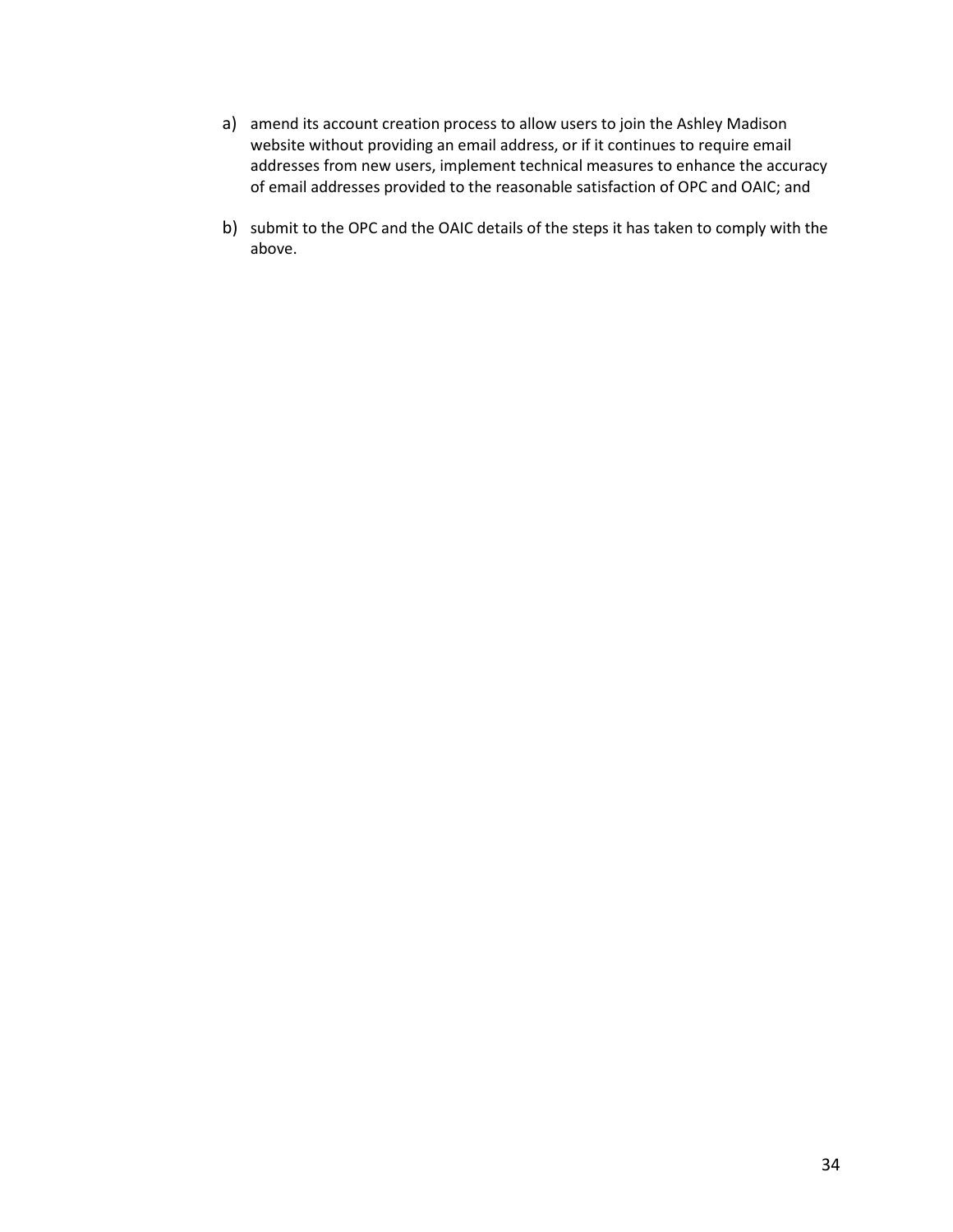a) amend its account creation process to allow users to join the Ashley Madison website without providing an email address, or if it continues to require email addresses from new users, implement technical measures to enhance the accuracy of email addresses provided to the reasonable satisfaction of OPC and OAIC; and

b) submit to the OPC and the OAIC details of the steps it has taken to comply with the above.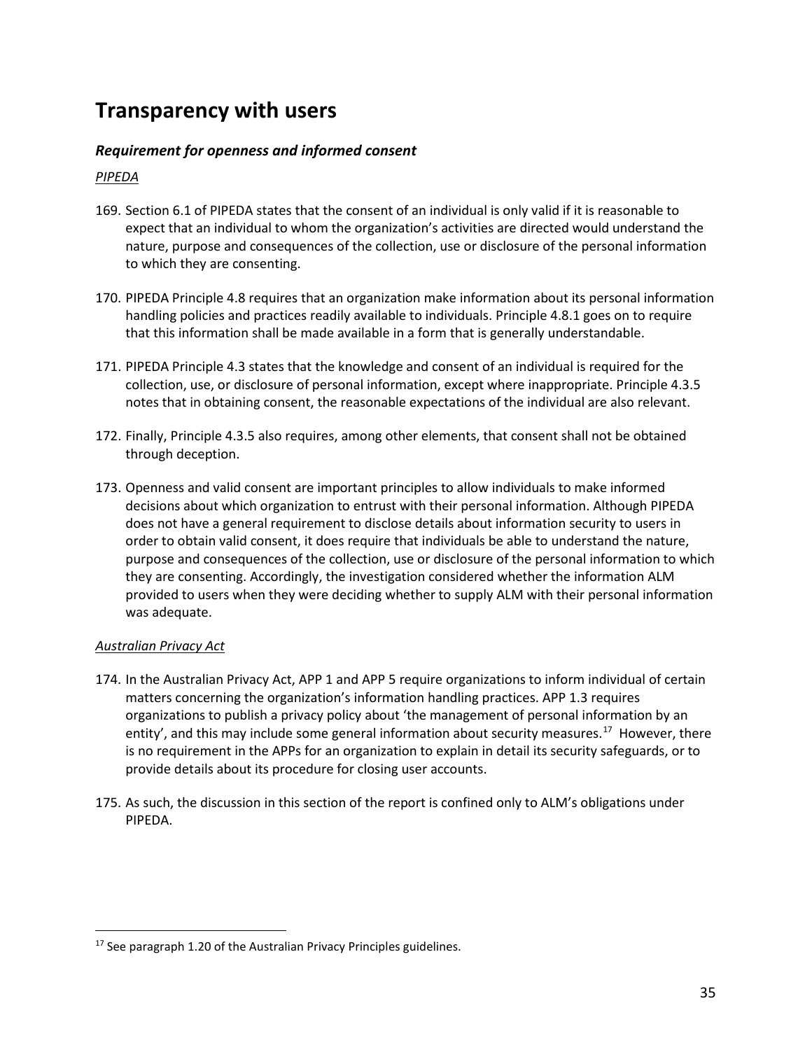# Transparency with users

### *Requirement for openness and informed consent*

*PIPEDA*

169. Section 6.1 of PIPEDA states that the consent of an individual is only valid if it is reasonable to expect that an individual to whom the organization's activities are directed would understand the nature, purpose and consequences of the collection, use or disclosure of the personal information to which they are consenting.

170. PIPEDA Principle 4.8 requires that an organization make information about its personal information handling policies and practices readily available to individuals. Principle 4.8.1 goes on to require that this information shall be made available in a form that is generally understandable.

171. PIPEDA Principle 4.3 states that the knowledge and consent of an individual is required for the collection, use, or disclosure of personal information, except where inappropriate. Principle 4.3.5 notes that in obtaining consent, the reasonable expectations of the individual are also relevant.

172. Finally, Principle 4.3.5 also requires, among other elements, that consent shall not be obtained through deception.

173. Openness and valid consent are important principles to allow individuals to make informed decisions about which organization to entrust with their personal information. Although PIPEDA does not have a general requirement to disclose details about information security to users in order to obtain valid consent, it does require that individuals be able to understand the nature, purpose and consequences of the collection, use or disclosure of the personal information to which they are consenting. Accordingly, the investigation considered whether the information ALM provided to users when they were deciding whether to supply ALM with their personal information was adequate.

*Australian Privacy Act*

174. In the Australian Privacy Act, APP 1 and APP 5 require organizations to inform individual of certain matters concerning the organization's information handling practices. APP 1.3 requires organizations to publish a privacy policy about 'the management of personal information by an entity', and this may include some general information about security measures.[17] However, there is no requirement in the APPs for an organization to explain in detail its security safeguards, or to provide details about its procedure for closing user accounts.

175. As such, the discussion in this section of the report is confined only to ALM's obligations under PIPEDA.

---

[17] See paragraph 1.20 of the Australian Privacy Principles guidelines.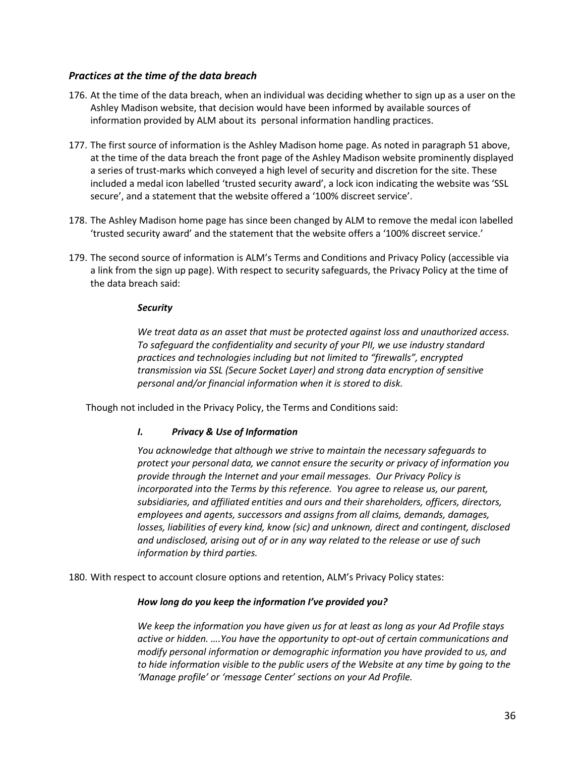### *Practices at the time of the data breach*

176. At the time of the data breach, when an individual was deciding whether to sign up as a user on the Ashley Madison website, that decision would have been informed by available sources of information provided by ALM about its personal information handling practices.

177. The first source of information is the Ashley Madison home page. As noted in paragraph 51 above, at the time of the data breach the front page of the Ashley Madison website prominently displayed a series of trust-marks which conveyed a high level of security and discretion for the site. These included a medal icon labelled 'trusted security award', a lock icon indicating the website was 'SSL secure', and a statement that the website offered a '100% discreet service'.

178. The Ashley Madison home page has since been changed by ALM to remove the medal icon labelled 'trusted security award' and the statement that the website offers a '100% discreet service.'

179. The second source of information is ALM's Terms and Conditions and Privacy Policy (accessible via a link from the sign up page). With respect to security safeguards, the Privacy Policy at the time of the data breach said:

> ***Security***
>
> *We treat data as an asset that must be protected against loss and unauthorized access. To safeguard the confidentiality and security of your PII, we use industry standard practices and technologies including but not limited to "firewalls", encrypted transmission via SSL (Secure Socket Layer) and strong data encryption of sensitive personal and/or financial information when it is stored to disk.*

Though not included in the Privacy Policy, the Terms and Conditions said:

> ***I. Privacy & Use of Information***
>
> *You acknowledge that although we strive to maintain the necessary safeguards to protect your personal data, we cannot ensure the security or privacy of information you provide through the Internet and your email messages. Our Privacy Policy is incorporated into the Terms by this reference. You agree to release us, our parent, subsidiaries, and affiliated entities and ours and their shareholders, officers, directors, employees and agents, successors and assigns from all claims, demands, damages, losses, liabilities of every kind, know (sic) and unknown, direct and contingent, disclosed and undisclosed, arising out of or in any way related to the release or use of such information by third parties.*

180. With respect to account closure options and retention, ALM's Privacy Policy states:

> ***How long do you keep the information I've provided you?***
>
> *We keep the information you have given us for at least as long as your Ad Profile stays active or hidden. ….You have the opportunity to opt-out of certain communications and modify personal information or demographic information you have provided to us, and to hide information visible to the public users of the Website at any time by going to the 'Manage profile' or 'message Center' sections on your Ad Profile.*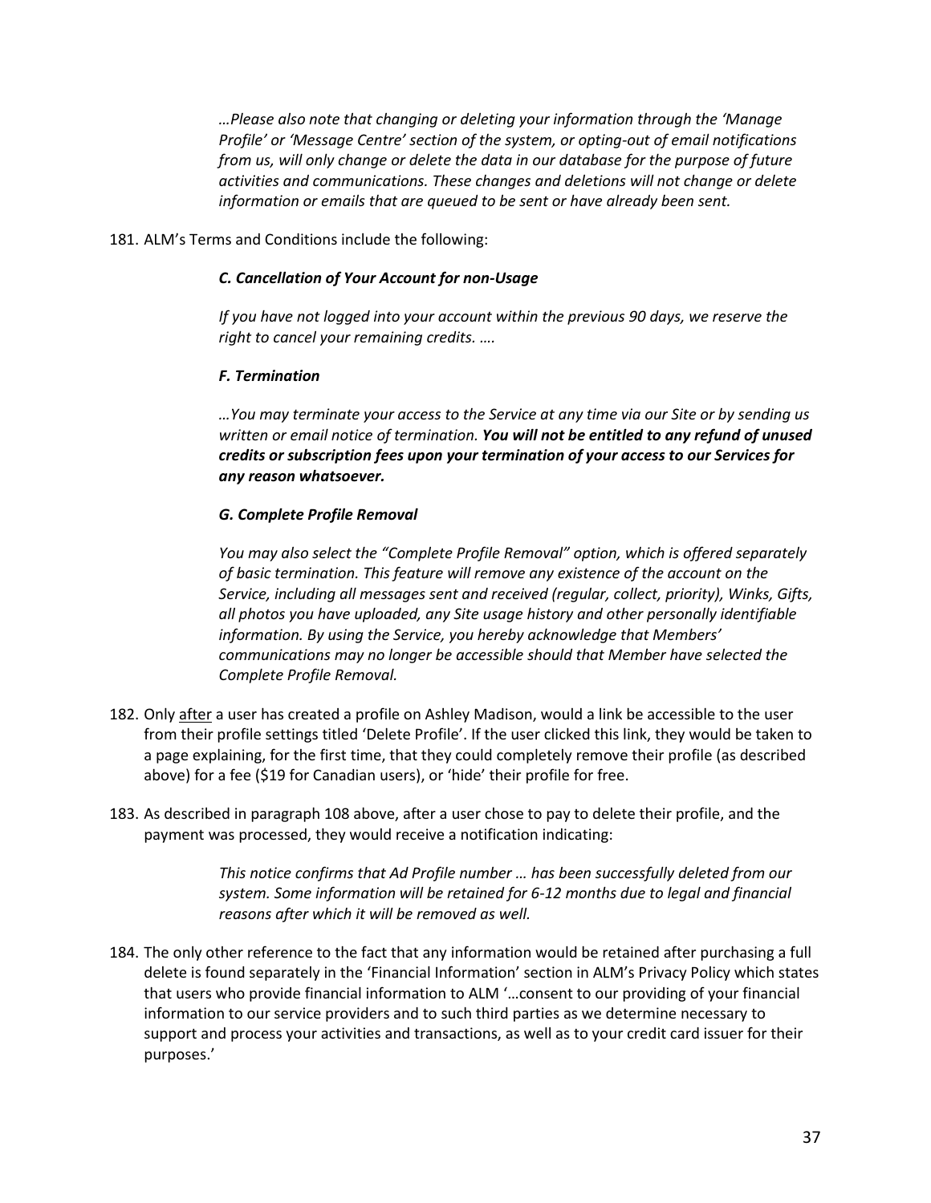> *…Please also note that changing or deleting your information through the 'Manage Profile' or 'Message Centre' section of the system, or opting-out of email notifications from us, will only change or delete the data in our database for the purpose of future activities and communications. These changes and deletions will not change or delete information or emails that are queued to be sent or have already been sent.*

181. ALM's Terms and Conditions include the following:

> ***C. Cancellation of Your Account for non-Usage***
>
> *If you have not logged into your account within the previous 90 days, we reserve the right to cancel your remaining credits. ….*
>
> ***F. Termination***
>
> *…You may terminate your access to the Service at any time via our Site or by sending us written or email notice of termination.* ***You will not be entitled to any refund of unused credits or subscription fees upon your termination of your access to our Services for any reason whatsoever.***
>
> ***G. Complete Profile Removal***
>
> *You may also select the "Complete Profile Removal" option, which is offered separately of basic termination. This feature will remove any existence of the account on the Service, including all messages sent and received (regular, collect, priority), Winks, Gifts, all photos you have uploaded, any Site usage history and other personally identifiable information. By using the Service, you hereby acknowledge that Members' communications may no longer be accessible should that Member have selected the Complete Profile Removal.*

182. Only <u>after</u> a user has created a profile on Ashley Madison, would a link be accessible to the user from their profile settings titled 'Delete Profile'. If the user clicked this link, they would be taken to a page explaining, for the first time, that they could completely remove their profile (as described above) for a fee ($19 for Canadian users), or 'hide' their profile for free.

183. As described in paragraph 108 above, after a user chose to pay to delete their profile, and the payment was processed, they would receive a notification indicating:

> *This notice confirms that Ad Profile number … has been successfully deleted from our system. Some information will be retained for 6-12 months due to legal and financial reasons after which it will be removed as well.*

184. The only other reference to the fact that any information would be retained after purchasing a full delete is found separately in the 'Financial Information' section in ALM's Privacy Policy which states that users who provide financial information to ALM '…consent to our providing of your financial information to our service providers and to such third parties as we determine necessary to support and process your activities and transactions, as well as to your credit card issuer for their purposes.'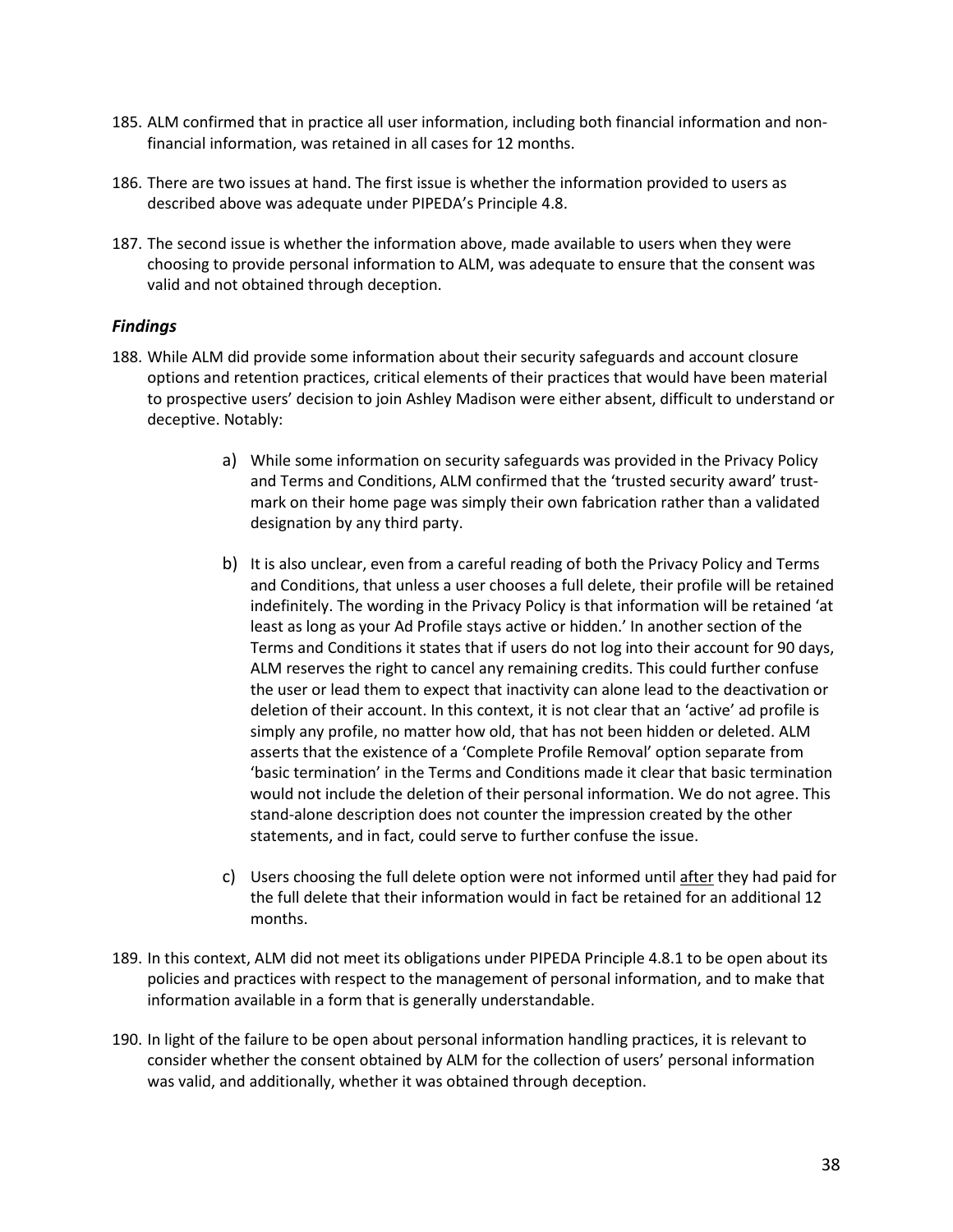185. ALM confirmed that in practice all user information, including both financial information and non-financial information, was retained in all cases for 12 months.

186. There are two issues at hand. The first issue is whether the information provided to users as described above was adequate under PIPEDA's Principle 4.8.

187. The second issue is whether the information above, made available to users when they were choosing to provide personal information to ALM, was adequate to ensure that the consent was valid and not obtained through deception.

### *Findings*

188. While ALM did provide some information about their security safeguards and account closure options and retention practices, critical elements of their practices that would have been material to prospective users' decision to join Ashley Madison were either absent, difficult to understand or deceptive. Notably:

    a) While some information on security safeguards was provided in the Privacy Policy and Terms and Conditions, ALM confirmed that the 'trusted security award' trust-mark on their home page was simply their own fabrication rather than a validated designation by any third party.

    b) It is also unclear, even from a careful reading of both the Privacy Policy and Terms and Conditions, that unless a user chooses a full delete, their profile will be retained indefinitely. The wording in the Privacy Policy is that information will be retained 'at least as long as your Ad Profile stays active or hidden.' In another section of the Terms and Conditions it states that if users do not log into their account for 90 days, ALM reserves the right to cancel any remaining credits. This could further confuse the user or lead them to expect that inactivity can alone lead to the deactivation or deletion of their account. In this context, it is not clear that an 'active' ad profile is simply any profile, no matter how old, that has not been hidden or deleted. ALM asserts that the existence of a 'Complete Profile Removal' option separate from 'basic termination' in the Terms and Conditions made it clear that basic termination would not include the deletion of their personal information. We do not agree. This stand-alone description does not counter the impression created by the other statements, and in fact, could serve to further confuse the issue.

    c) Users choosing the full delete option were not informed until after they had paid for the full delete that their information would in fact be retained for an additional 12 months.

189. In this context, ALM did not meet its obligations under PIPEDA Principle 4.8.1 to be open about its policies and practices with respect to the management of personal information, and to make that information available in a form that is generally understandable.

190. In light of the failure to be open about personal information handling practices, it is relevant to consider whether the consent obtained by ALM for the collection of users' personal information was valid, and additionally, whether it was obtained through deception.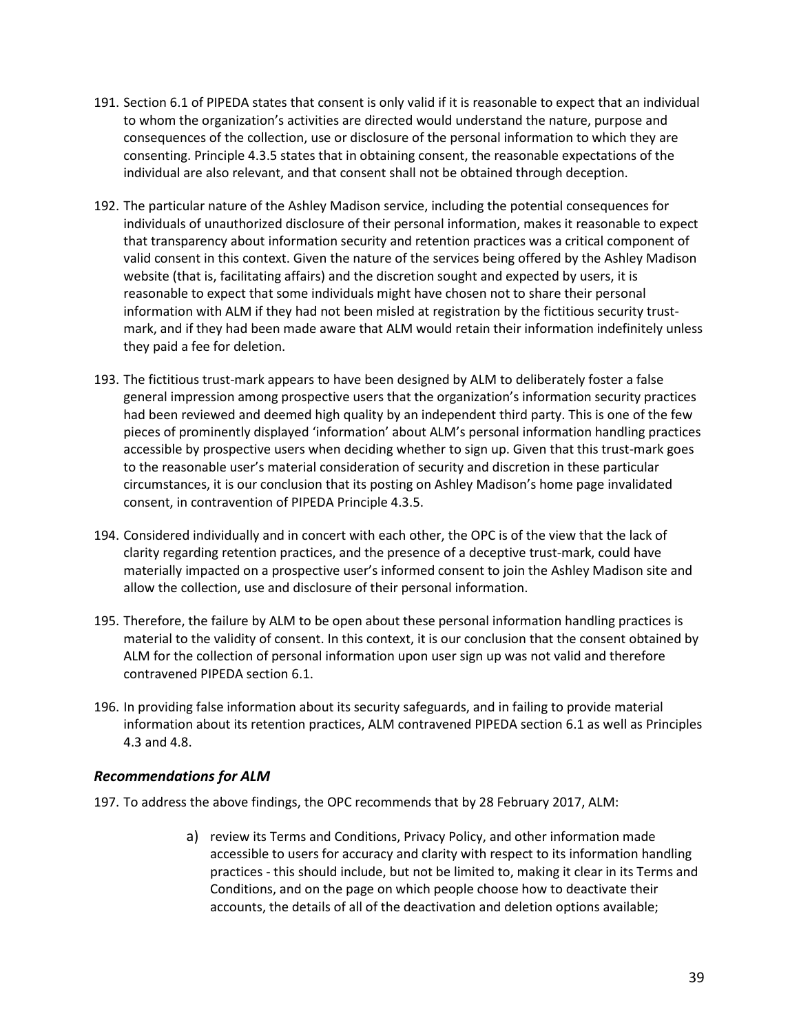191. Section 6.1 of PIPEDA states that consent is only valid if it is reasonable to expect that an individual to whom the organization's activities are directed would understand the nature, purpose and consequences of the collection, use or disclosure of the personal information to which they are consenting. Principle 4.3.5 states that in obtaining consent, the reasonable expectations of the individual are also relevant, and that consent shall not be obtained through deception.

192. The particular nature of the Ashley Madison service, including the potential consequences for individuals of unauthorized disclosure of their personal information, makes it reasonable to expect that transparency about information security and retention practices was a critical component of valid consent in this context. Given the nature of the services being offered by the Ashley Madison website (that is, facilitating affairs) and the discretion sought and expected by users, it is reasonable to expect that some individuals might have chosen not to share their personal information with ALM if they had not been misled at registration by the fictitious security trust-mark, and if they had been made aware that ALM would retain their information indefinitely unless they paid a fee for deletion.

193. The fictitious trust-mark appears to have been designed by ALM to deliberately foster a false general impression among prospective users that the organization's information security practices had been reviewed and deemed high quality by an independent third party. This is one of the few pieces of prominently displayed 'information' about ALM's personal information handling practices accessible by prospective users when deciding whether to sign up. Given that this trust-mark goes to the reasonable user's material consideration of security and discretion in these particular circumstances, it is our conclusion that its posting on Ashley Madison's home page invalidated consent, in contravention of PIPEDA Principle 4.3.5.

194. Considered individually and in concert with each other, the OPC is of the view that the lack of clarity regarding retention practices, and the presence of a deceptive trust-mark, could have materially impacted on a prospective user's informed consent to join the Ashley Madison site and allow the collection, use and disclosure of their personal information.

195. Therefore, the failure by ALM to be open about these personal information handling practices is material to the validity of consent. In this context, it is our conclusion that the consent obtained by ALM for the collection of personal information upon user sign up was not valid and therefore contravened PIPEDA section 6.1.

196. In providing false information about its security safeguards, and in failing to provide material information about its retention practices, ALM contravened PIPEDA section 6.1 as well as Principles 4.3 and 4.8.

### *Recommendations for ALM*

197. To address the above findings, the OPC recommends that by 28 February 2017, ALM:

   a) review its Terms and Conditions, Privacy Policy, and other information made accessible to users for accuracy and clarity with respect to its information handling practices - this should include, but not be limited to, making it clear in its Terms and Conditions, and on the page on which people choose how to deactivate their accounts, the details of all of the deactivation and deletion options available;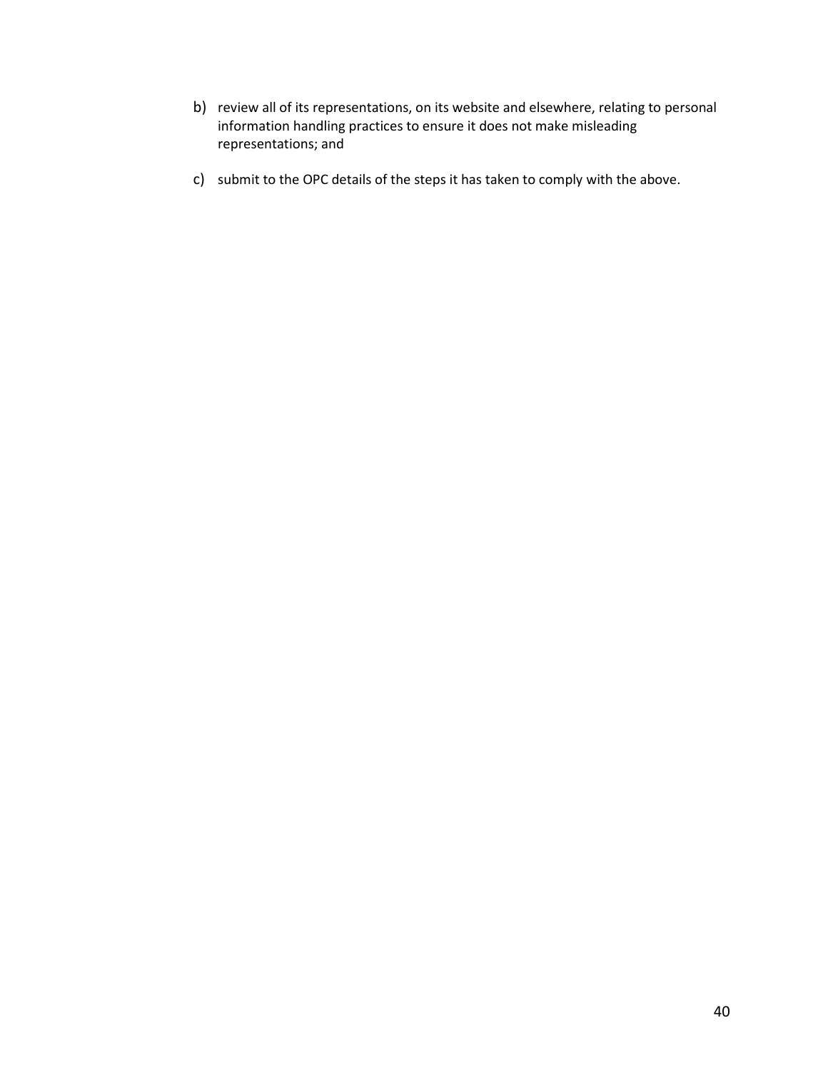b) review all of its representations, on its website and elsewhere, relating to personal information handling practices to ensure it does not make misleading representations; and

c) submit to the OPC details of the steps it has taken to comply with the above.